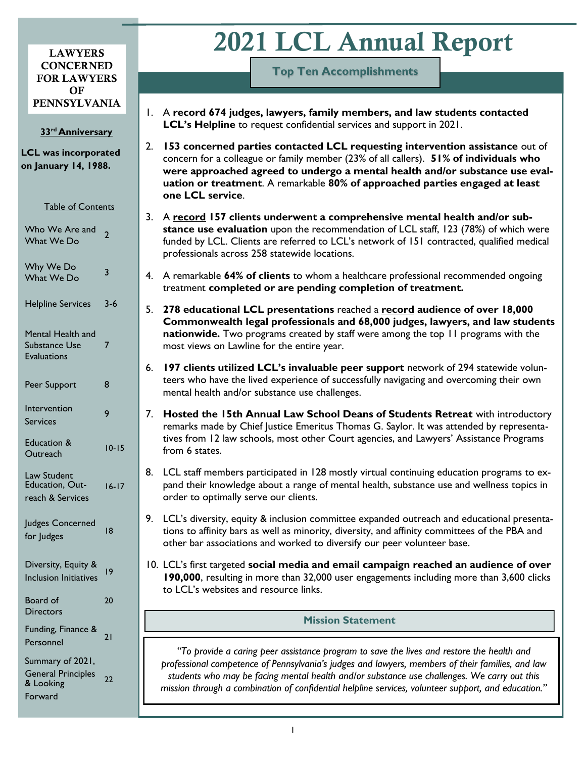# 2021 LCL Annual Report

**LAWYERS CONCERNED FOR LAWYERS OF PENNSYLVANIA**

**33rd Anniversary**

**LCL was incorporated on January 14, 1988.**

Table of Contents

| | |
|---|---|
| Who We Are and What We Do | 2 |
| Why We Do What We Do | 3 |
| Helpline Services | 3-6 |
| Mental Health and Substance Use Evaluations | 7 |
| Peer Support | 8 |
| Intervention Services | 9 |
| Education & Outreach | 10-15 |
| Law Student Education, Outreach & Services | 16-17 |
| Judges Concerned for Judges | 18 |
| Diversity, Equity & Inclusion Initiatives | 19 |
| Board of Directors | 20 |
| Funding, Finance & Personnel | 21 |
| Summary of 2021, General Principles & Looking Forward | 22 |

## Top Ten Accomplishments

1. A **record 674 judges, lawyers, family members, and law students contacted LCL's Helpline** to request confidential services and support in 2021.
2. **153 concerned parties contacted LCL requesting intervention assistance** out of concern for a colleague or family member (23% of all callers). **51% of individuals who were approached agreed to undergo a mental health and/or substance use evaluation or treatment**. A remarkable **80% of approached parties engaged at least one LCL service**.
3. A **record 157 clients underwent a comprehensive mental health and/or substance use evaluation** upon the recommendation of LCL staff, 123 (78%) of which were funded by LCL. Clients are referred to LCL's network of 151 contracted, qualified medical professionals across 258 statewide locations.
4. A remarkable **64% of clients** to whom a healthcare professional recommended ongoing treatment **completed or are pending completion of treatment.**
5. **278 educational LCL presentations** reached a **record audience of over 18,000 Commonwealth legal professionals and 68,000 judges, lawyers, and law students nationwide.** Two programs created by staff were among the top 11 programs with the most views on Lawline for the entire year.
6. **197 clients utilized LCL's invaluable peer support** network of 294 statewide volunteers who have the lived experience of successfully navigating and overcoming their own mental health and/or substance use challenges.
7. **Hosted the 15th Annual Law School Deans of Students Retreat** with introductory remarks made by Chief Justice Emeritus Thomas G. Saylor. It was attended by representatives from 12 law schools, most other Court agencies, and Lawyers' Assistance Programs from 6 states.
8. LCL staff members participated in 128 mostly virtual continuing education programs to expand their knowledge about a range of mental health, substance use and wellness topics in order to optimally serve our clients.
9. LCL's diversity, equity & inclusion committee expanded outreach and educational presentations to affinity bars as well as minority, diversity, and affinity committees of the PBA and other bar associations and worked to diversify our peer volunteer base.
10. LCL's first targeted **social media and email campaign reached an audience of over 190,000**, resulting in more than 32,000 user engagements including more than 3,600 clicks to LCL's websites and resource links.

## Mission Statement

*"To provide a caring peer assistance program to save the lives and restore the health and professional competence of Pennsylvania's judges and lawyers, members of their families, and law students who may be facing mental health and/or substance use challenges. We carry out this mission through a combination of confidential helpline services, volunteer support, and education."*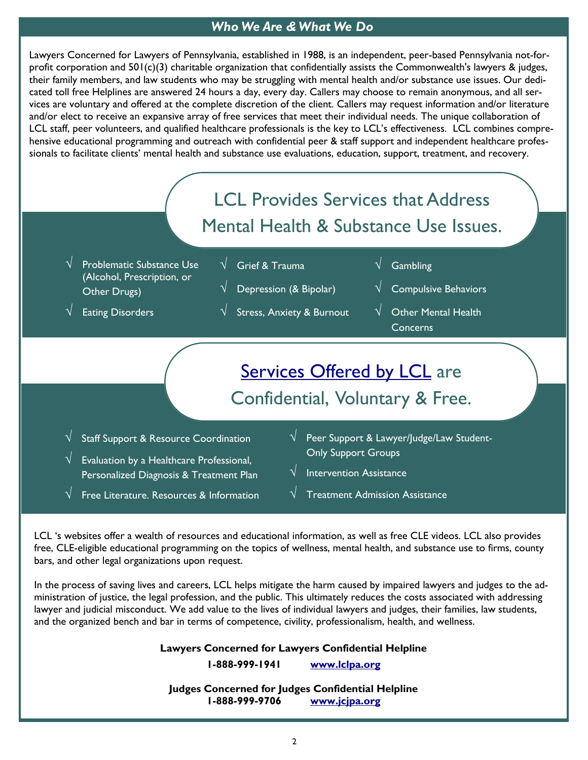## *Who We Are & What We Do*

Lawyers Concerned for Lawyers of Pennsylvania, established in 1988, is an independent, peer-based Pennsylvania not-for-profit corporation and 501(c)(3) charitable organization that confidentially assists the Commonwealth's lawyers & judges, their family members, and law students who may be struggling with mental health and/or substance use issues. Our dedicated toll free Helplines are answered 24 hours a day, every day. Callers may choose to remain anonymous, and all services are voluntary and offered at the complete discretion of the client. Callers may request information and/or literature and/or elect to receive an expansive array of free services that meet their individual needs. The unique collaboration of LCL staff, peer volunteers, and qualified healthcare professionals is the key to LCL's effectiveness. LCL combines comprehensive educational programming and outreach with confidential peer & staff support and independent healthcare professionals to facilitate clients' mental health and substance use evaluations, education, support, treatment, and recovery.

## LCL Provides Services that Address Mental Health & Substance Use Issues.

- √ Problematic Substance Use (Alcohol, Prescription, or Other Drugs)
- √ Eating Disorders
- √ Grief & Trauma
- √ Depression (& Bipolar)
- √ Stress, Anxiety & Burnout
- √ Gambling
- √ Compulsive Behaviors
- √ Other Mental Health Concerns

## Services Offered by LCL are Confidential, Voluntary & Free.

- √ Staff Support & Resource Coordination
- √ Evaluation by a Healthcare Professional, Personalized Diagnosis & Treatment Plan
- √ Free Literature. Resources & Information
- √ Peer Support & Lawyer/Judge/Law Student-Only Support Groups
- √ Intervention Assistance
- √ Treatment Admission Assistance

LCL 's websites offer a wealth of resources and educational information, as well as free CLE videos. LCL also provides free, CLE-eligible educational programming on the topics of wellness, mental health, and substance use to firms, county bars, and other legal organizations upon request.

In the process of saving lives and careers, LCL helps mitigate the harm caused by impaired lawyers and judges to the administration of justice, the legal profession, and the public. This ultimately reduces the costs associated with addressing lawyer and judicial misconduct. We add value to the lives of individual lawyers and judges, their families, law students, and the organized bench and bar in terms of competence, civility, professionalism, health, and wellness.

**Lawyers Concerned for Lawyers Confidential Helpline**

**1-888-999-1941** **www.lclpa.org**

**Judges Concerned for Judges Confidential Helpline**

**1-888-999-9706** **www.jcjpa.org**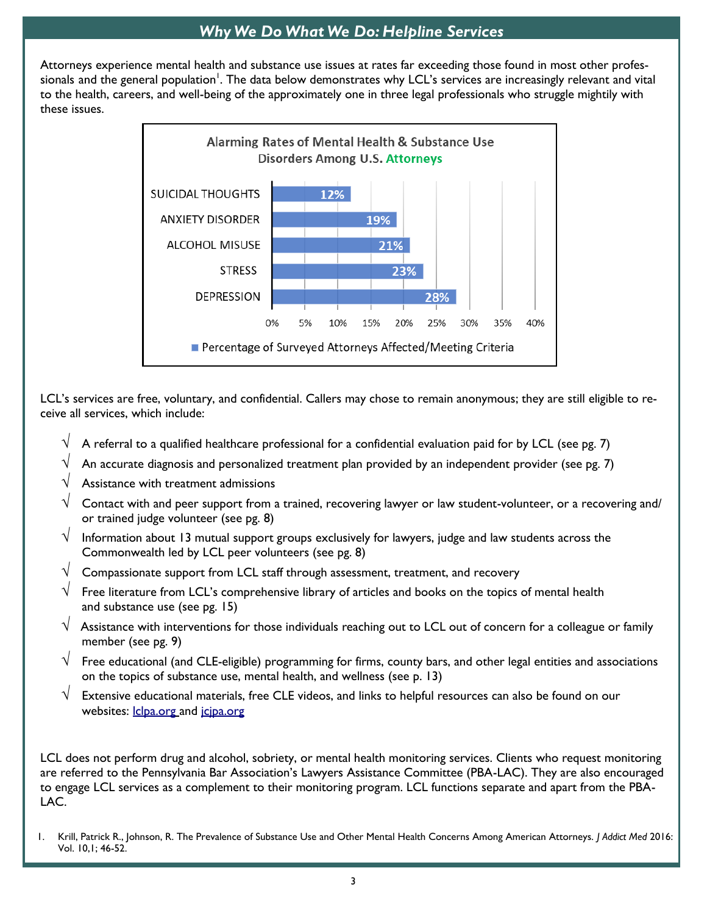## *Why We Do What We Do: Helpline Services*

Attorneys experience mental health and substance use issues at rates far exceeding those found in most other professionals and the general population[1]. The data below demonstrates why LCL's services are increasingly relevant and vital to the health, careers, and well-being of the approximately one in three legal professionals who struggle mightily with these issues.

**Alarming Rates of Mental Health & Substance Use Disorders Among U.S. Attorneys**

| Category | Percentage of Surveyed Attorneys Affected/Meeting Criteria |
|---|---|
| SUICIDAL THOUGHTS | 12% |
| ANXIETY DISORDER | 19% |
| ALCOHOL MISUSE | 21% |
| STRESS | 23% |
| DEPRESSION | 28% |

LCL's services are free, voluntary, and confidential. Callers may chose to remain anonymous; they are still eligible to receive all services, which include:

- √ A referral to a qualified healthcare professional for a confidential evaluation paid for by LCL (see pg. 7)
- √ An accurate diagnosis and personalized treatment plan provided by an independent provider (see pg. 7)
- √ Assistance with treatment admissions
- √ Contact with and peer support from a trained, recovering lawyer or law student-volunteer, or a recovering and/or trained judge volunteer (see pg. 8)
- √ Information about 13 mutual support groups exclusively for lawyers, judge and law students across the Commonwealth led by LCL peer volunteers (see pg. 8)
- √ Compassionate support from LCL staff through assessment, treatment, and recovery
- √ Free literature from LCL's comprehensive library of articles and books on the topics of mental health and substance use (see pg. 15)
- √ Assistance with interventions for those individuals reaching out to LCL out of concern for a colleague or family member (see pg. 9)
- √ Free educational (and CLE-eligible) programming for firms, county bars, and other legal entities and associations on the topics of substance use, mental health, and wellness (see p. 13)
- √ Extensive educational materials, free CLE videos, and links to helpful resources can also be found on our websites: lclpa.org and jcjpa.org

LCL does not perform drug and alcohol, sobriety, or mental health monitoring services. Clients who request monitoring are referred to the Pennsylvania Bar Association's Lawyers Assistance Committee (PBA-LAC). They are also encouraged to engage LCL services as a complement to their monitoring program. LCL functions separate and apart from the PBA-LAC.

1. Krill, Patrick R., Johnson, R. The Prevalence of Substance Use and Other Mental Health Concerns Among American Attorneys. *J Addict Med* 2016: Vol. 10,1; 46-52.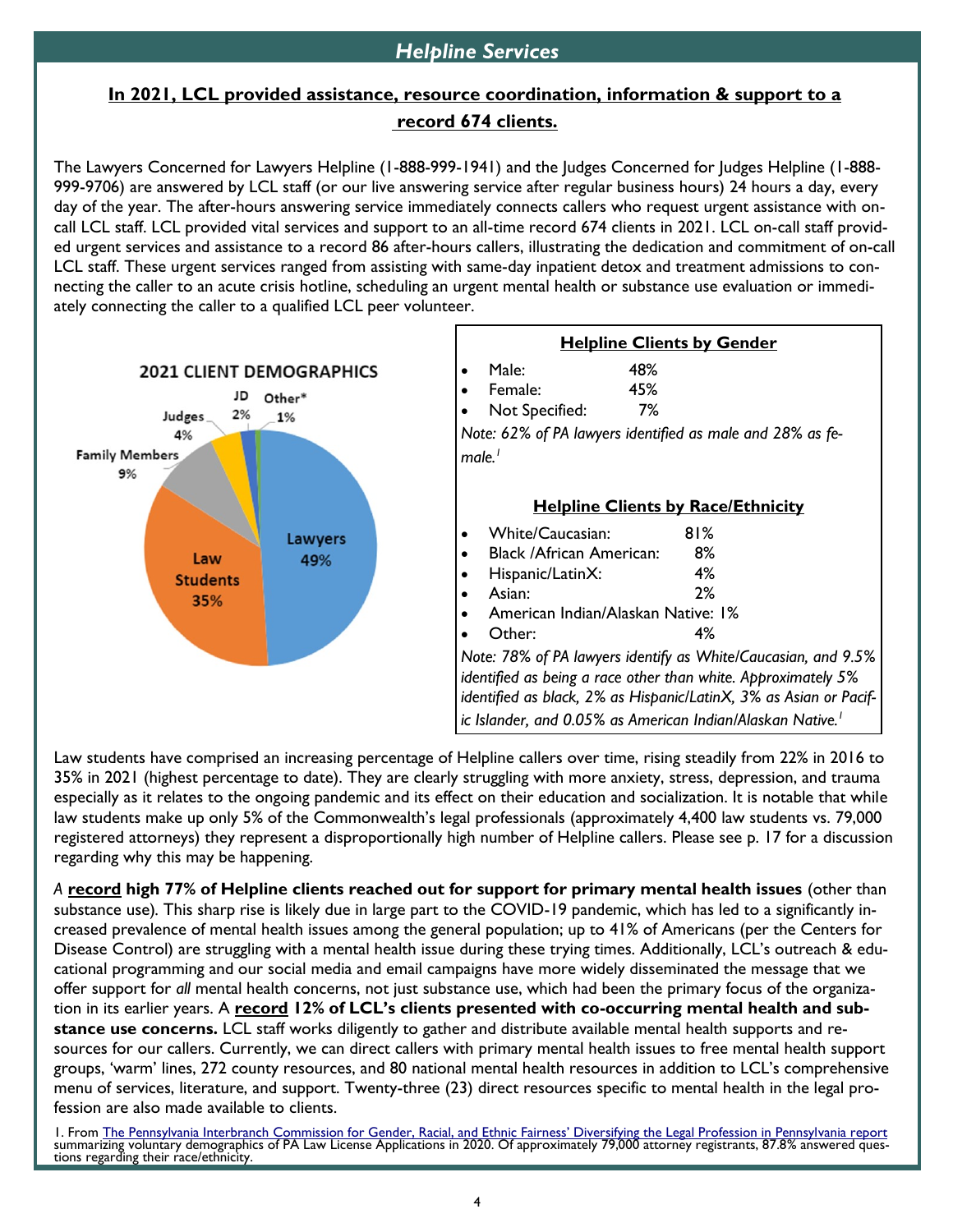## Helpline Services

**In 2021, LCL provided assistance, resource coordination, information & support to a record 674 clients.**

The Lawyers Concerned for Lawyers Helpline (1-888-999-1941) and the Judges Concerned for Judges Helpline (1-888-999-9706) are answered by LCL staff (or our live answering service after regular business hours) 24 hours a day, every day of the year. The after-hours answering service immediately connects callers who request urgent assistance with on-call LCL staff. LCL provided vital services and support to an all-time record 674 clients in 2021. LCL on-call staff provided urgent services and assistance to a record 86 after-hours callers, illustrating the dedication and commitment of on-call LCL staff. These urgent services ranged from assisting with same-day inpatient detox and treatment admissions to connecting the caller to an acute crisis hotline, scheduling an urgent mental health or substance use evaluation or immediately connecting the caller to a qualified LCL peer volunteer.

**2021 CLIENT DEMOGRAPHICS**

- Lawyers 49%
- Law Students 35%
- Family Members 9%
- Judges 4%
- JD 2%
- Other* 1%

**Helpline Clients by Gender**

- Male: 48%
- Female: 45%
- Not Specified: 7%

*Note: 62% of PA lawyers identified as male and 28% as female.[1]*

**Helpline Clients by Race/Ethnicity**

- White/Caucasian: 81%
- Black /African American: 8%
- Hispanic/LatinX: 4%
- Asian: 2%
- American Indian/Alaskan Native: 1%
- Other: 4%

*Note: 78% of PA lawyers identify as White/Caucasian, and 9.5% identified as being a race other than white. Approximately 5% identified as black, 2% as Hispanic/LatinX, 3% as Asian or Pacific Islander, and 0.05% as American Indian/Alaskan Native.[1]*

Law students have comprised an increasing percentage of Helpline callers over time, rising steadily from 22% in 2016 to 35% in 2021 (highest percentage to date). They are clearly struggling with more anxiety, stress, depression, and trauma especially as it relates to the ongoing pandemic and its effect on their education and socialization. It is notable that while law students make up only 5% of the Commonwealth's legal professionals (approximately 4,400 law students vs. 79,000 registered attorneys) they represent a disproportionally high number of Helpline callers. Please see p. 17 for a discussion regarding why this may be happening.

*A* **record high 77% of Helpline clients reached out for support for primary mental health issues** (other than substance use). This sharp rise is likely due in large part to the COVID-19 pandemic, which has led to a significantly increased prevalence of mental health issues among the general population; up to 41% of Americans (per the Centers for Disease Control) are struggling with a mental health issue during these trying times. Additionally, LCL's outreach & educational programming and our social media and email campaigns have more widely disseminated the message that we offer support for *all* mental health concerns, not just substance use, which had been the primary focus of the organization in its earlier years. A **record 12% of LCL's clients presented with co-occurring mental health and substance use concerns.** LCL staff works diligently to gather and distribute available mental health supports and resources for our callers. Currently, we can direct callers with primary mental health issues to free mental health support groups, 'warm' lines, 272 county resources, and 80 national mental health resources in addition to LCL's comprehensive menu of services, literature, and support. Twenty-three (23) direct resources specific to mental health in the legal profession are also made available to clients.

1. From The Pennsylvania Interbranch Commission for Gender, Racial, and Ethnic Fairness' Diversifying the Legal Profession in Pennsylvania report summarizing voluntary demographics of PA Law License Applications in 2020. Of approximately 79,000 attorney registrants, 87.8% answered questions regarding their race/ethnicity.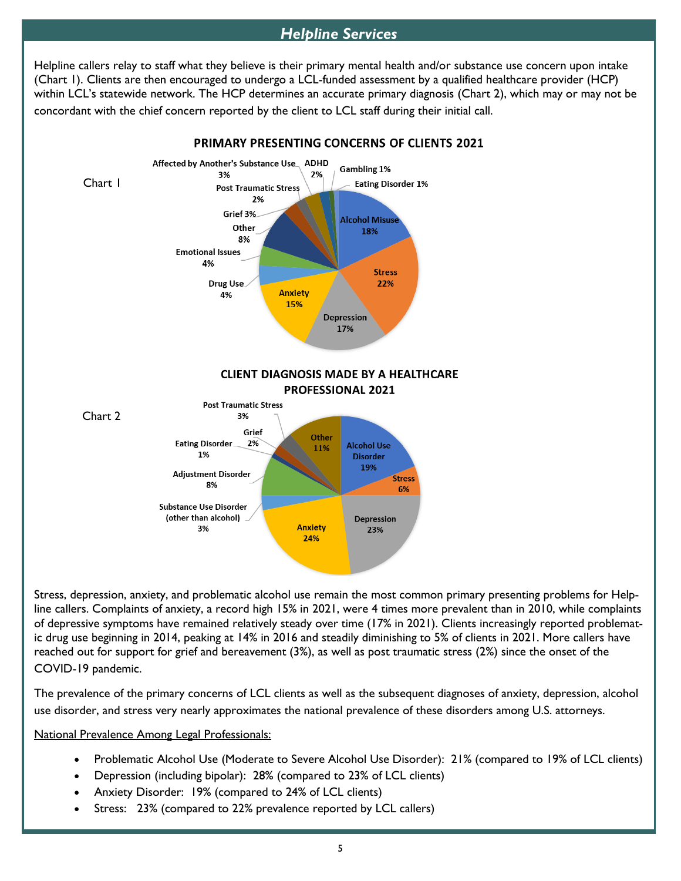## *Helpline Services*

Helpline callers relay to staff what they believe is their primary mental health and/or substance use concern upon intake (Chart 1). Clients are then encouraged to undergo a LCL-funded assessment by a qualified healthcare provider (HCP) within LCL's statewide network. The HCP determines an accurate primary diagnosis (Chart 2), which may or may not be concordant with the chief concern reported by the client to LCL staff during their initial call.

Chart 1

**PRIMARY PRESENTING CONCERNS OF CLIENTS 2021**

| Concern | Percentage |
| --- | --- |
| Alcohol Misuse | 18% |
| Stress | 22% |
| Depression | 17% |
| Anxiety | 15% |
| Drug Use | 4% |
| Emotional Issues | 4% |
| Other | 8% |
| Grief | 3% |
| Post Traumatic Stress | 2% |
| Affected by Another's Substance Use | 3% |
| ADHD | 2% |
| Gambling | 1% |
| Eating Disorder | 1% |

Chart 2

**CLIENT DIAGNOSIS MADE BY A HEALTHCARE PROFESSIONAL 2021**

| Diagnosis | Percentage |
| --- | --- |
| Alcohol Use Disorder | 19% |
| Stress | 6% |
| Depression | 23% |
| Anxiety | 24% |
| Substance Use Disorder (other than alcohol) | 3% |
| Adjustment Disorder | 8% |
| Eating Disorder | 1% |
| Grief | 2% |
| Post Traumatic Stress | 3% |
| Other | 11% |

Stress, depression, anxiety, and problematic alcohol use remain the most common primary presenting problems for Helpline callers. Complaints of anxiety, a record high 15% in 2021, were 4 times more prevalent than in 2010, while complaints of depressive symptoms have remained relatively steady over time (17% in 2021). Clients increasingly reported problematic drug use beginning in 2014, peaking at 14% in 2016 and steadily diminishing to 5% of clients in 2021. More callers have reached out for support for grief and bereavement (3%), as well as post traumatic stress (2%) since the onset of the COVID-19 pandemic.

The prevalence of the primary concerns of LCL clients as well as the subsequent diagnoses of anxiety, depression, alcohol use disorder, and stress very nearly approximates the national prevalence of these disorders among U.S. attorneys.

National Prevalence Among Legal Professionals:

- Problematic Alcohol Use (Moderate to Severe Alcohol Use Disorder): 21% (compared to 19% of LCL clients)
- Depression (including bipolar): 28% (compared to 23% of LCL clients)
- Anxiety Disorder: 19% (compared to 24% of LCL clients)
- Stress: 23% (compared to 22% prevalence reported by LCL callers)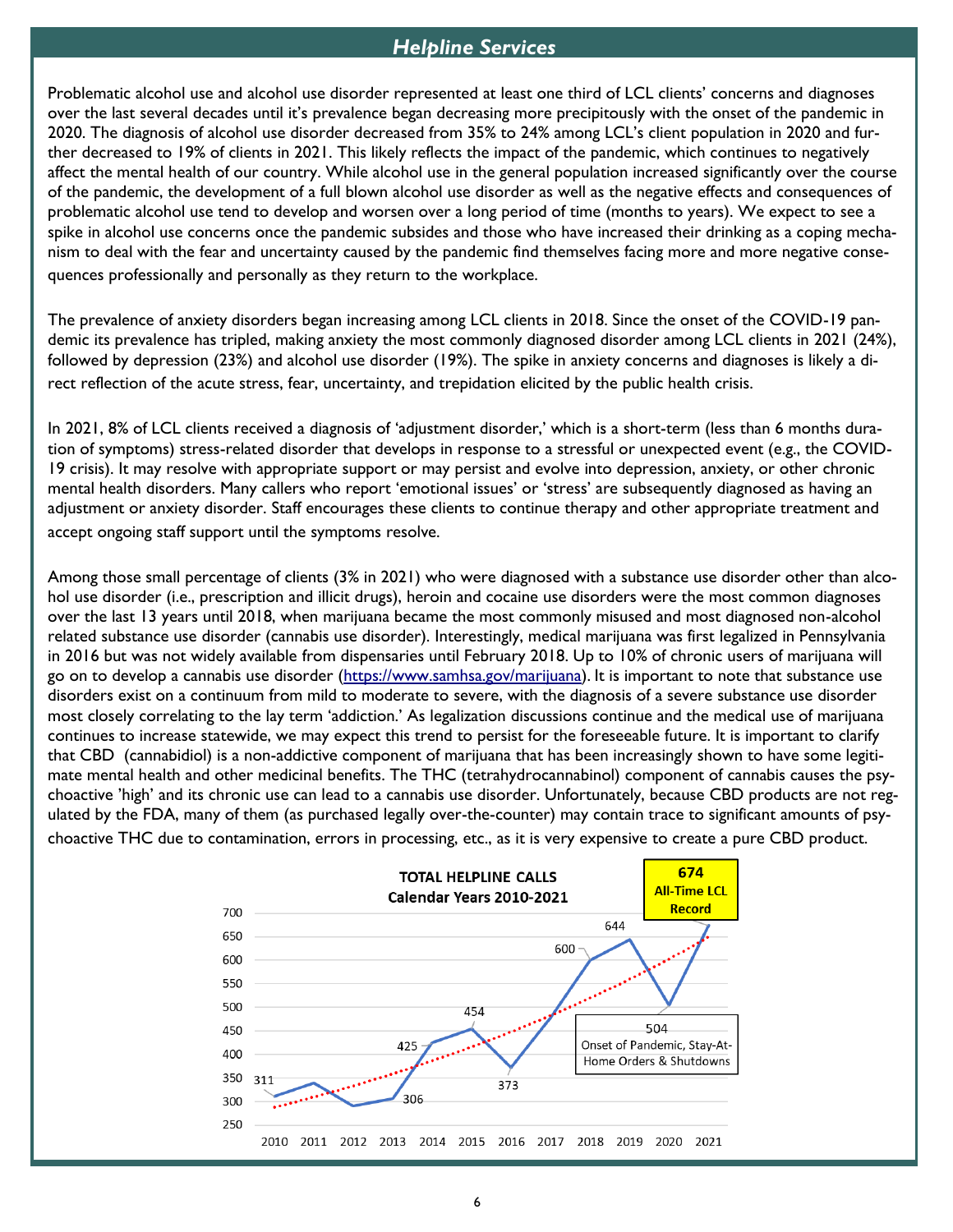## *Helpline Services*

Problematic alcohol use and alcohol use disorder represented at least one third of LCL clients' concerns and diagnoses over the last several decades until it's prevalence began decreasing more precipitously with the onset of the pandemic in 2020. The diagnosis of alcohol use disorder decreased from 35% to 24% among LCL's client population in 2020 and further decreased to 19% of clients in 2021. This likely reflects the impact of the pandemic, which continues to negatively affect the mental health of our country. While alcohol use in the general population increased significantly over the course of the pandemic, the development of a full blown alcohol use disorder as well as the negative effects and consequences of problematic alcohol use tend to develop and worsen over a long period of time (months to years). We expect to see a spike in alcohol use concerns once the pandemic subsides and those who have increased their drinking as a coping mechanism to deal with the fear and uncertainty caused by the pandemic find themselves facing more and more negative consequences professionally and personally as they return to the workplace.

The prevalence of anxiety disorders began increasing among LCL clients in 2018. Since the onset of the COVID-19 pandemic its prevalence has tripled, making anxiety the most commonly diagnosed disorder among LCL clients in 2021 (24%), followed by depression (23%) and alcohol use disorder (19%). The spike in anxiety concerns and diagnoses is likely a direct reflection of the acute stress, fear, uncertainty, and trepidation elicited by the public health crisis.

In 2021, 8% of LCL clients received a diagnosis of 'adjustment disorder,' which is a short-term (less than 6 months duration of symptoms) stress-related disorder that develops in response to a stressful or unexpected event (e.g., the COVID-19 crisis). It may resolve with appropriate support or may persist and evolve into depression, anxiety, or other chronic mental health disorders. Many callers who report 'emotional issues' or 'stress' are subsequently diagnosed as having an adjustment or anxiety disorder. Staff encourages these clients to continue therapy and other appropriate treatment and accept ongoing staff support until the symptoms resolve.

Among those small percentage of clients (3% in 2021) who were diagnosed with a substance use disorder other than alcohol use disorder (i.e., prescription and illicit drugs), heroin and cocaine use disorders were the most common diagnoses over the last 13 years until 2018, when marijuana became the most commonly misused and most diagnosed non-alcohol related substance use disorder (cannabis use disorder). Interestingly, medical marijuana was first legalized in Pennsylvania in 2016 but was not widely available from dispensaries until February 2018. Up to 10% of chronic users of marijuana will go on to develop a cannabis use disorder (https://www.samhsa.gov/marijuana). It is important to note that substance use disorders exist on a continuum from mild to moderate to severe, with the diagnosis of a severe substance use disorder most closely correlating to the lay term 'addiction.' As legalization discussions continue and the medical use of marijuana continues to increase statewide, we may expect this trend to persist for the foreseeable future. It is important to clarify that CBD (cannabidiol) is a non-addictive component of marijuana that has been increasingly shown to have some legitimate mental health and other medicinal benefits. The THC (tetrahydrocannabinol) component of cannabis causes the psychoactive 'high' and its chronic use can lead to a cannabis use disorder. Unfortunately, because CBD products are not regulated by the FDA, many of them (as purchased legally over-the-counter) may contain trace to significant amounts of psychoactive THC due to contamination, errors in processing, etc., as it is very expensive to create a pure CBD product.

**TOTAL HELPLINE CALLS**
**Calendar Years 2010-2021**

| Year | Calls |
|---|---|
| 2010 | 311 |
| 2011 | |
| 2012 | |
| 2013 | 306 |
| 2014 | 425 |
| 2015 | 454 |
| 2016 | 373 |
| 2017 | |
| 2018 | 600 |
| 2019 | 644 |
| 2020 | 504 (Onset of Pandemic, Stay-At-Home Orders & Shutdowns) |
| 2021 | 674 (All-Time LCL Record) |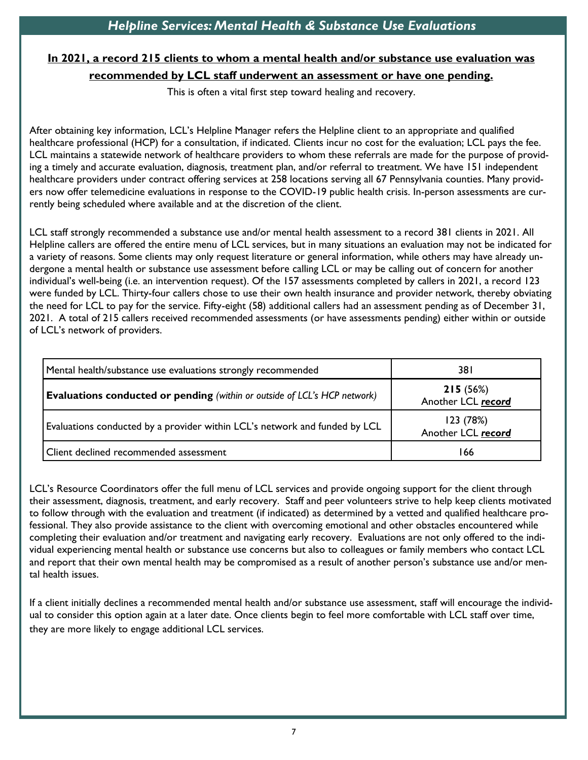## *Helpline Services: Mental Health & Substance Use Evaluations*

**In 2021, a record 215 clients to whom a mental health and/or substance use evaluation was recommended by LCL staff underwent an assessment or have one pending.**

This is often a vital first step toward healing and recovery.

After obtaining key information, LCL's Helpline Manager refers the Helpline client to an appropriate and qualified healthcare professional (HCP) for a consultation, if indicated. Clients incur no cost for the evaluation; LCL pays the fee. LCL maintains a statewide network of healthcare providers to whom these referrals are made for the purpose of providing a timely and accurate evaluation, diagnosis, treatment plan, and/or referral to treatment. We have 151 independent healthcare providers under contract offering services at 258 locations serving all 67 Pennsylvania counties. Many providers now offer telemedicine evaluations in response to the COVID-19 public health crisis. In-person assessments are currently being scheduled where available and at the discretion of the client.

LCL staff strongly recommended a substance use and/or mental health assessment to a record 381 clients in 2021. All Helpline callers are offered the entire menu of LCL services, but in many situations an evaluation may not be indicated for a variety of reasons. Some clients may only request literature or general information, while others may have already undergone a mental health or substance use assessment before calling LCL or may be calling out of concern for another individual's well-being (i.e. an intervention request). Of the 157 assessments completed by callers in 2021, a record 123 were funded by LCL. Thirty-four callers chose to use their own health insurance and provider network, thereby obviating the need for LCL to pay for the service. Fifty-eight (58) additional callers had an assessment pending as of December 31, 2021. A total of 215 callers received recommended assessments (or have assessments pending) either within or outside of LCL's network of providers.

| Mental health/substance use evaluations strongly recommended | 381 |
|---|---|
| **Evaluations conducted or pending** *(within or outside of LCL's HCP network)* | **215** (56%) Another LCL ***record*** |
| Evaluations conducted by a provider within LCL's network and funded by LCL | 123 (78%) Another LCL ***record*** |
| Client declined recommended assessment | 166 |

LCL's Resource Coordinators offer the full menu of LCL services and provide ongoing support for the client through their assessment, diagnosis, treatment, and early recovery. Staff and peer volunteers strive to help keep clients motivated to follow through with the evaluation and treatment (if indicated) as determined by a vetted and qualified healthcare professional. They also provide assistance to the client with overcoming emotional and other obstacles encountered while completing their evaluation and/or treatment and navigating early recovery. Evaluations are not only offered to the individual experiencing mental health or substance use concerns but also to colleagues or family members who contact LCL and report that their own mental health may be compromised as a result of another person's substance use and/or mental health issues.

If a client initially declines a recommended mental health and/or substance use assessment, staff will encourage the individual to consider this option again at a later date. Once clients begin to feel more comfortable with LCL staff over time, they are more likely to engage additional LCL services.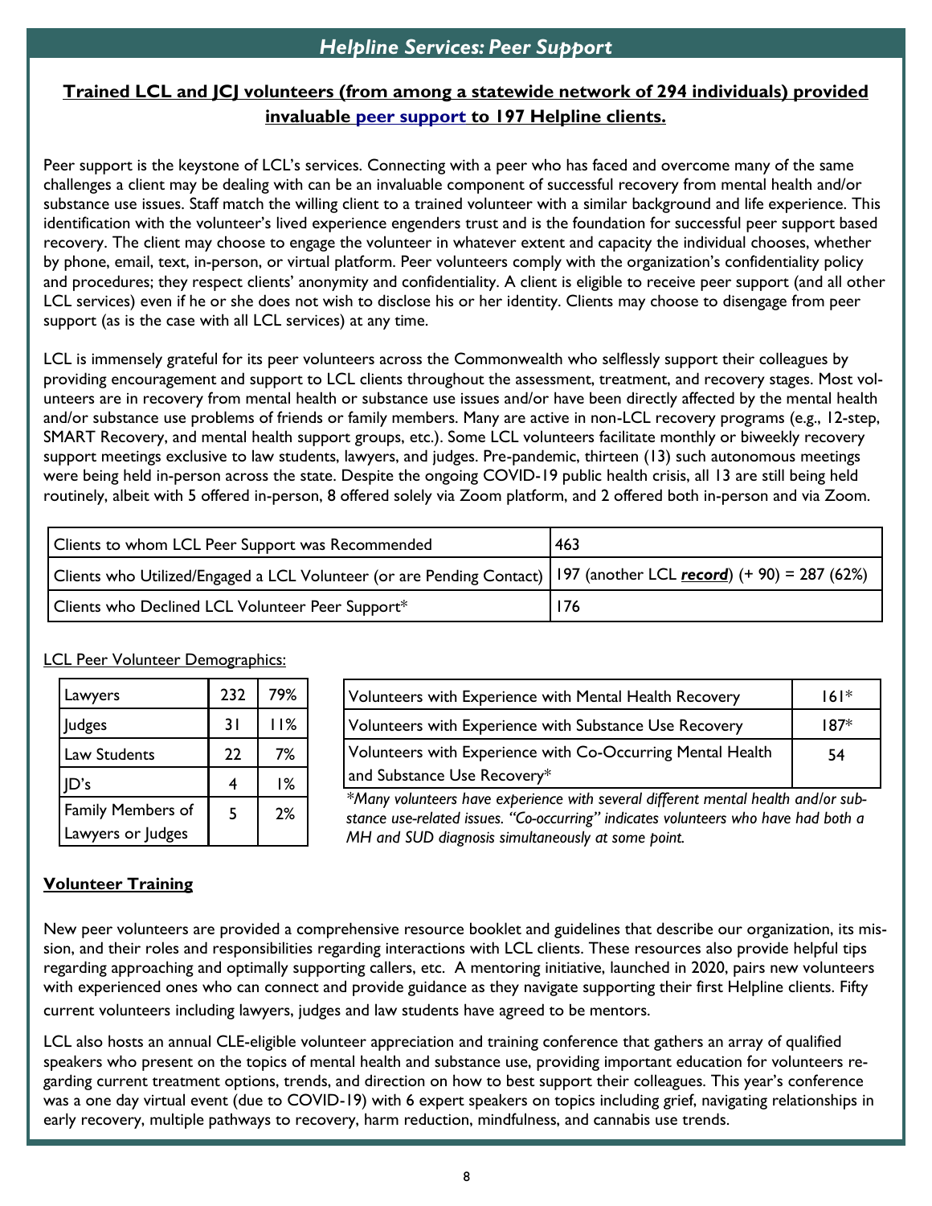## *Helpline Services: Peer Support*

**Trained LCL and JCJ volunteers (from among a statewide network of 294 individuals) provided invaluable peer support to 197 Helpline clients.**

Peer support is the keystone of LCL's services. Connecting with a peer who has faced and overcome many of the same challenges a client may be dealing with can be an invaluable component of successful recovery from mental health and/or substance use issues. Staff match the willing client to a trained volunteer with a similar background and life experience. This identification with the volunteer's lived experience engenders trust and is the foundation for successful peer support based recovery. The client may choose to engage the volunteer in whatever extent and capacity the individual chooses, whether by phone, email, text, in-person, or virtual platform. Peer volunteers comply with the organization's confidentiality policy and procedures; they respect clients' anonymity and confidentiality. A client is eligible to receive peer support (and all other LCL services) even if he or she does not wish to disclose his or her identity. Clients may choose to disengage from peer support (as is the case with all LCL services) at any time.

LCL is immensely grateful for its peer volunteers across the Commonwealth who selflessly support their colleagues by providing encouragement and support to LCL clients throughout the assessment, treatment, and recovery stages. Most volunteers are in recovery from mental health or substance use issues and/or have been directly affected by the mental health and/or substance use problems of friends or family members. Many are active in non-LCL recovery programs (e.g., 12-step, SMART Recovery, and mental health support groups, etc.). Some LCL volunteers facilitate monthly or biweekly recovery support meetings exclusive to law students, lawyers, and judges. Pre-pandemic, thirteen (13) such autonomous meetings were being held in-person across the state. Despite the ongoing COVID-19 public health crisis, all 13 are still being held routinely, albeit with 5 offered in-person, 8 offered solely via Zoom platform, and 2 offered both in-person and via Zoom.

| | |
|---|---|
| Clients to whom LCL Peer Support was Recommended | 463 |
| Clients who Utilized/Engaged a LCL Volunteer (or are Pending Contact) | 197 (another LCL ***record***) (+ 90) = 287 (62%) |
| Clients who Declined LCL Volunteer Peer Support* | 176 |

LCL Peer Volunteer Demographics:

| | | |
|---|---|---|
| Lawyers | 232 | 79% |
| Judges | 31 | 11% |
| Law Students | 22 | 7% |
| JD's | 4 | 1% |
| Family Members of Lawyers or Judges | 5 | 2% |

| | |
|---|---|
| Volunteers with Experience with Mental Health Recovery | 161* |
| Volunteers with Experience with Substance Use Recovery | 187* |
| Volunteers with Experience with Co-Occurring Mental Health and Substance Use Recovery* | 54 |

*\*Many volunteers have experience with several different mental health and/or substance use-related issues. "Co-occurring" indicates volunteers who have had both a MH and SUD diagnosis simultaneously at some point.*

### Volunteer Training

New peer volunteers are provided a comprehensive resource booklet and guidelines that describe our organization, its mission, and their roles and responsibilities regarding interactions with LCL clients. These resources also provide helpful tips regarding approaching and optimally supporting callers, etc. A mentoring initiative, launched in 2020, pairs new volunteers with experienced ones who can connect and provide guidance as they navigate supporting their first Helpline clients. Fifty current volunteers including lawyers, judges and law students have agreed to be mentors.

LCL also hosts an annual CLE-eligible volunteer appreciation and training conference that gathers an array of qualified speakers who present on the topics of mental health and substance use, providing important education for volunteers regarding current treatment options, trends, and direction on how to best support their colleagues. This year's conference was a one day virtual event (due to COVID-19) with 6 expert speakers on topics including grief, navigating relationships in early recovery, multiple pathways to recovery, harm reduction, mindfulness, and cannabis use trends.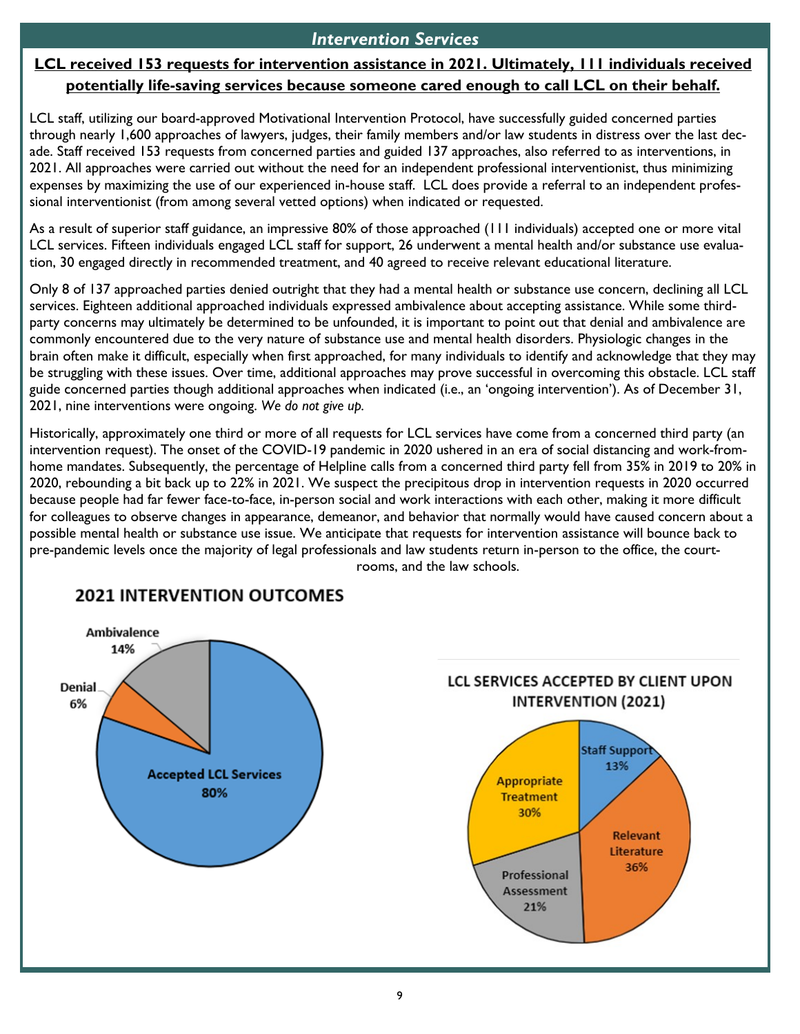## *Intervention Services*

**LCL received 153 requests for intervention assistance in 2021. Ultimately, 111 individuals received potentially life-saving services because someone cared enough to call LCL on their behalf.**

LCL staff, utilizing our board-approved Motivational Intervention Protocol, have successfully guided concerned parties through nearly 1,600 approaches of lawyers, judges, their family members and/or law students in distress over the last decade. Staff received 153 requests from concerned parties and guided 137 approaches, also referred to as interventions, in 2021. All approaches were carried out without the need for an independent professional interventionist, thus minimizing expenses by maximizing the use of our experienced in-house staff. LCL does provide a referral to an independent professional interventionist (from among several vetted options) when indicated or requested.

As a result of superior staff guidance, an impressive 80% of those approached (111 individuals) accepted one or more vital LCL services. Fifteen individuals engaged LCL staff for support, 26 underwent a mental health and/or substance use evaluation, 30 engaged directly in recommended treatment, and 40 agreed to receive relevant educational literature.

Only 8 of 137 approached parties denied outright that they had a mental health or substance use concern, declining all LCL services. Eighteen additional approached individuals expressed ambivalence about accepting assistance. While some third-party concerns may ultimately be determined to be unfounded, it is important to point out that denial and ambivalence are commonly encountered due to the very nature of substance use and mental health disorders. Physiologic changes in the brain often make it difficult, especially when first approached, for many individuals to identify and acknowledge that they may be struggling with these issues. Over time, additional approaches may prove successful in overcoming this obstacle. LCL staff guide concerned parties though additional approaches when indicated (i.e., an 'ongoing intervention'). As of December 31, 2021, nine interventions were ongoing. *We do not give up.*

Historically, approximately one third or more of all requests for LCL services have come from a concerned third party (an intervention request). The onset of the COVID-19 pandemic in 2020 ushered in an era of social distancing and work-from-home mandates. Subsequently, the percentage of Helpline calls from a concerned third party fell from 35% in 2019 to 20% in 2020, rebounding a bit back up to 22% in 2021. We suspect the precipitous drop in intervention requests in 2020 occurred because people had far fewer face-to-face, in-person social and work interactions with each other, making it more difficult for colleagues to observe changes in appearance, demeanor, and behavior that normally would have caused concern about a possible mental health or substance use issue. We anticipate that requests for intervention assistance will bounce back to pre-pandemic levels once the majority of legal professionals and law students return in-person to the office, the courtrooms, and the law schools.

**2021 INTERVENTION OUTCOMES**

| Outcome | Percentage |
| --- | --- |
| Accepted LCL Services | 80% |
| Ambivalence | 14% |
| Denial | 6% |

**LCL SERVICES ACCEPTED BY CLIENT UPON INTERVENTION (2021)**

| Service | Percentage |
| --- | --- |
| Staff Support | 13% |
| Relevant Literature | 36% |
| Professional Assessment | 21% |
| Appropriate Treatment | 30% |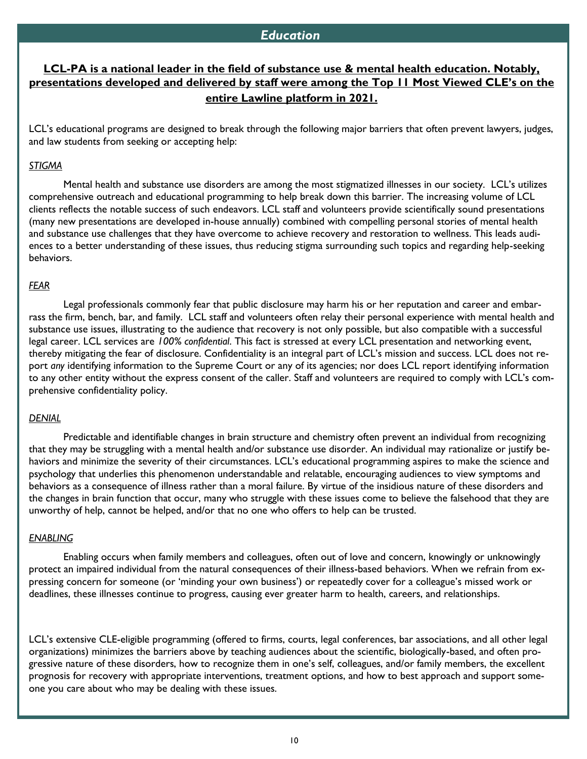## Education

**LCL-PA is a national leader in the field of substance use & mental health education. Notably, presentations developed and delivered by staff were among the Top 11 Most Viewed CLE's on the entire Lawline platform in 2021.**

LCL's educational programs are designed to break through the following major barriers that often prevent lawyers, judges, and law students from seeking or accepting help:

### *STIGMA*

Mental health and substance use disorders are among the most stigmatized illnesses in our society. LCL's utilizes comprehensive outreach and educational programming to help break down this barrier. The increasing volume of LCL clients reflects the notable success of such endeavors. LCL staff and volunteers provide scientifically sound presentations (many new presentations are developed in-house annually) combined with compelling personal stories of mental health and substance use challenges that they have overcome to achieve recovery and restoration to wellness. This leads audiences to a better understanding of these issues, thus reducing stigma surrounding such topics and regarding help-seeking behaviors.

### *FEAR*

Legal professionals commonly fear that public disclosure may harm his or her reputation and career and embarrass the firm, bench, bar, and family. LCL staff and volunteers often relay their personal experience with mental health and substance use issues, illustrating to the audience that recovery is not only possible, but also compatible with a successful legal career. LCL services are *100% confidential*. This fact is stressed at every LCL presentation and networking event, thereby mitigating the fear of disclosure. Confidentiality is an integral part of LCL's mission and success. LCL does not report *any* identifying information to the Supreme Court or any of its agencies; nor does LCL report identifying information to any other entity without the express consent of the caller. Staff and volunteers are required to comply with LCL's comprehensive confidentiality policy.

### *DENIAL*

Predictable and identifiable changes in brain structure and chemistry often prevent an individual from recognizing that they may be struggling with a mental health and/or substance use disorder. An individual may rationalize or justify behaviors and minimize the severity of their circumstances. LCL's educational programming aspires to make the science and psychology that underlies this phenomenon understandable and relatable, encouraging audiences to view symptoms and behaviors as a consequence of illness rather than a moral failure. By virtue of the insidious nature of these disorders and the changes in brain function that occur, many who struggle with these issues come to believe the falsehood that they are unworthy of help, cannot be helped, and/or that no one who offers to help can be trusted.

### *ENABLING*

Enabling occurs when family members and colleagues, often out of love and concern, knowingly or unknowingly protect an impaired individual from the natural consequences of their illness-based behaviors. When we refrain from expressing concern for someone (or 'minding your own business') or repeatedly cover for a colleague's missed work or deadlines, these illnesses continue to progress, causing ever greater harm to health, careers, and relationships.

LCL's extensive CLE-eligible programming (offered to firms, courts, legal conferences, bar associations, and all other legal organizations) minimizes the barriers above by teaching audiences about the scientific, biologically-based, and often progressive nature of these disorders, how to recognize them in one's self, colleagues, and/or family members, the excellent prognosis for recovery with appropriate interventions, treatment options, and how to best approach and support someone you care about who may be dealing with these issues.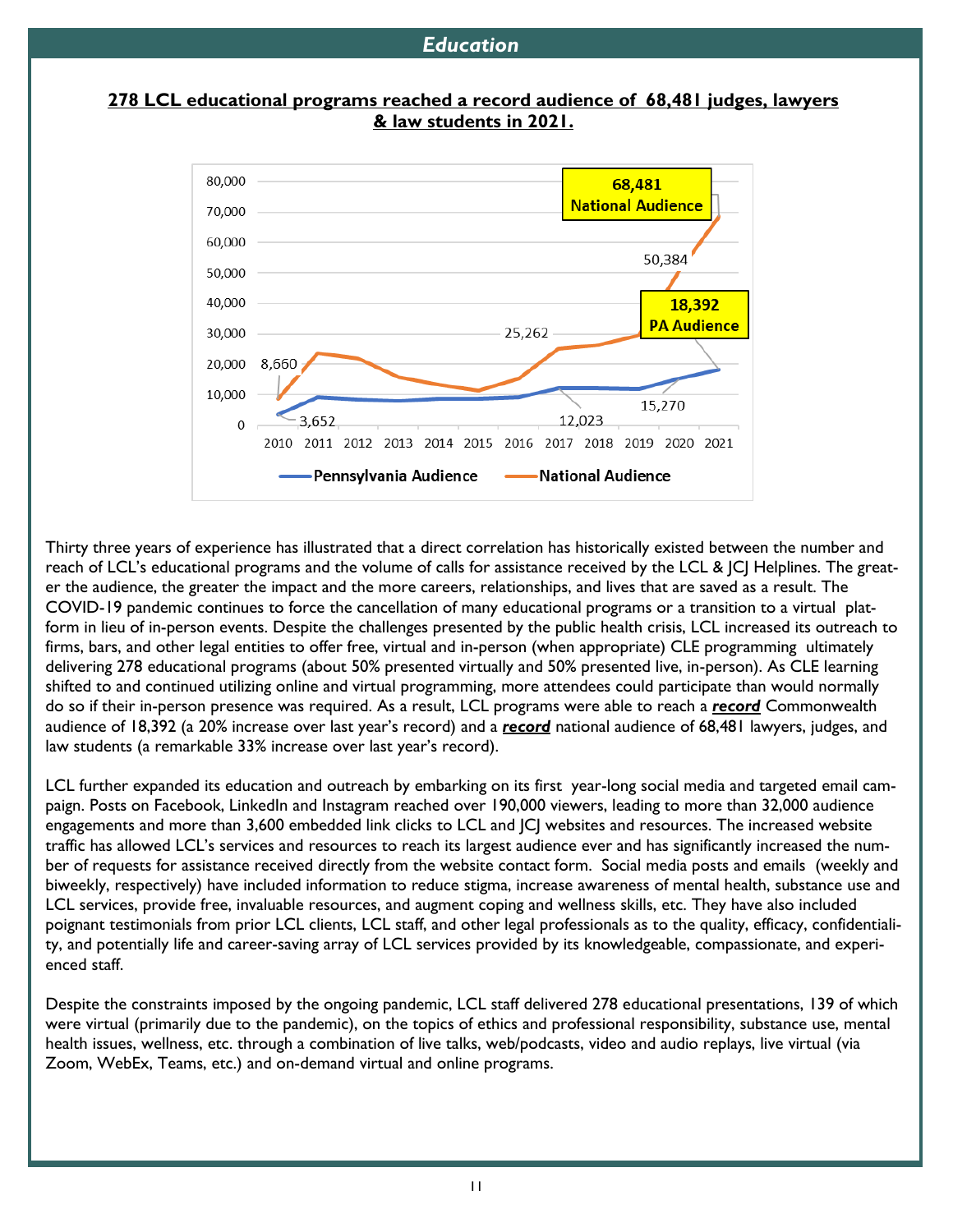## Education

**278 LCL educational programs reached a record audience of 68,481 judges, lawyers & law students in 2021.**

Thirty three years of experience has illustrated that a direct correlation has historically existed between the number and reach of LCL's educational programs and the volume of calls for assistance received by the LCL & JCJ Helplines. The greater the audience, the greater the impact and the more careers, relationships, and lives that are saved as a result. The COVID-19 pandemic continues to force the cancellation of many educational programs or a transition to a virtual platform in lieu of in-person events. Despite the challenges presented by the public health crisis, LCL increased its outreach to firms, bars, and other legal entities to offer free, virtual and in-person (when appropriate) CLE programming ultimately delivering 278 educational programs (about 50% presented virtually and 50% presented live, in-person). As CLE learning shifted to and continued utilizing online and virtual programming, more attendees could participate than would normally do so if their in-person presence was required. As a result, LCL programs were able to reach a ***record*** Commonwealth audience of 18,392 (a 20% increase over last year's record) and a ***record*** national audience of 68,481 lawyers, judges, and law students (a remarkable 33% increase over last year's record).

LCL further expanded its education and outreach by embarking on its first year-long social media and targeted email campaign. Posts on Facebook, LinkedIn and Instagram reached over 190,000 viewers, leading to more than 32,000 audience engagements and more than 3,600 embedded link clicks to LCL and JCJ websites and resources. The increased website traffic has allowed LCL's services and resources to reach its largest audience ever and has significantly increased the number of requests for assistance received directly from the website contact form. Social media posts and emails (weekly and biweekly, respectively) have included information to reduce stigma, increase awareness of mental health, substance use and LCL services, provide free, invaluable resources, and augment coping and wellness skills, etc. They have also included poignant testimonials from prior LCL clients, LCL staff, and other legal professionals as to the quality, efficacy, confidentiality, and potentially life and career-saving array of LCL services provided by its knowledgeable, compassionate, and experienced staff.

Despite the constraints imposed by the ongoing pandemic, LCL staff delivered 278 educational presentations, 139 of which were virtual (primarily due to the pandemic), on the topics of ethics and professional responsibility, substance use, mental health issues, wellness, etc. through a combination of live talks, web/podcasts, video and audio replays, live virtual (via Zoom, WebEx, Teams, etc.) and on-demand virtual and online programs.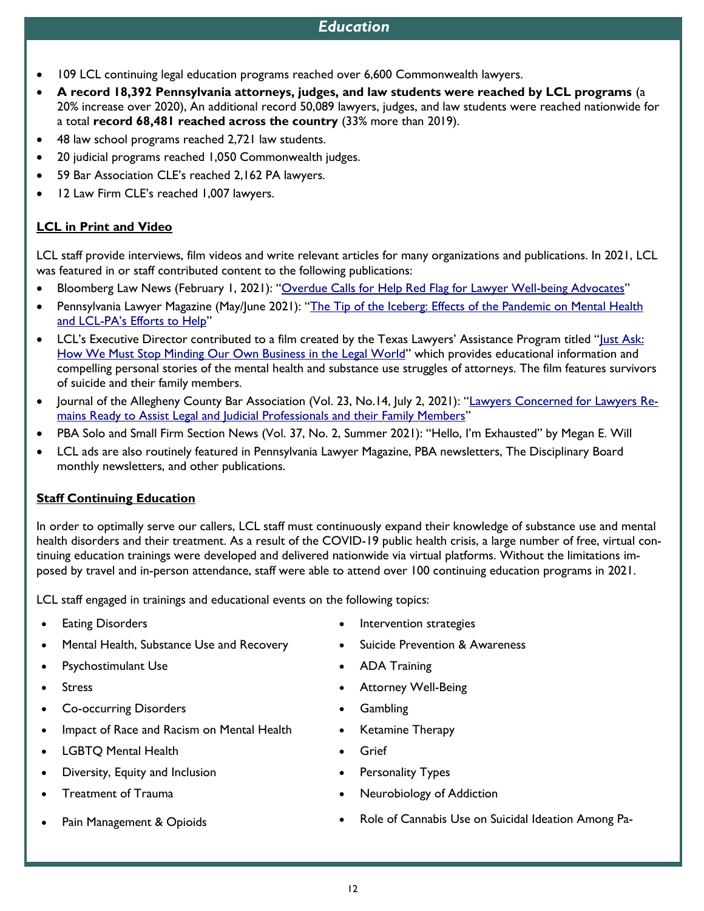## *Education*

- 109 LCL continuing legal education programs reached over 6,600 Commonwealth lawyers.
- **A record 18,392 Pennsylvania attorneys, judges, and law students were reached by LCL programs** (a 20% increase over 2020), An additional record 50,089 lawyers, judges, and law students were reached nationwide for a total **record 68,481 reached across the country** (33% more than 2019).
- 48 law school programs reached 2,721 law students.
- 20 judicial programs reached 1,050 Commonwealth judges.
- 59 Bar Association CLE's reached 2,162 PA lawyers.
- 12 Law Firm CLE's reached 1,007 lawyers.

### LCL in Print and Video

LCL staff provide interviews, film videos and write relevant articles for many organizations and publications. In 2021, LCL was featured in or staff contributed content to the following publications:

- Bloomberg Law News (February 1, 2021): "Overdue Calls for Help Red Flag for Lawyer Well-being Advocates"
- Pennsylvania Lawyer Magazine (May/June 2021): "The Tip of the Iceberg: Effects of the Pandemic on Mental Health and LCL-PA's Efforts to Help"
- LCL's Executive Director contributed to a film created by the Texas Lawyers' Assistance Program titled "Just Ask: How We Must Stop Minding Our Own Business in the Legal World" which provides educational information and compelling personal stories of the mental health and substance use struggles of attorneys. The film features survivors of suicide and their family members.
- Journal of the Allegheny County Bar Association (Vol. 23, No.14, July 2, 2021): "Lawyers Concerned for Lawyers Remains Ready to Assist Legal and Judicial Professionals and their Family Members"
- PBA Solo and Small Firm Section News (Vol. 37, No. 2, Summer 2021): "Hello, I'm Exhausted" by Megan E. Will
- LCL ads are also routinely featured in Pennsylvania Lawyer Magazine, PBA newsletters, The Disciplinary Board monthly newsletters, and other publications.

### Staff Continuing Education

In order to optimally serve our callers, LCL staff must continuously expand their knowledge of substance use and mental health disorders and their treatment. As a result of the COVID-19 public health crisis, a large number of free, virtual continuing education trainings were developed and delivered nationwide via virtual platforms. Without the limitations imposed by travel and in-person attendance, staff were able to attend over 100 continuing education programs in 2021.

LCL staff engaged in trainings and educational events on the following topics:

- Eating Disorders
- Mental Health, Substance Use and Recovery
- Psychostimulant Use
- Stress
- Co-occurring Disorders
- Impact of Race and Racism on Mental Health
- LGBTQ Mental Health
- Diversity, Equity and Inclusion
- Treatment of Trauma
- Pain Management & Opioids
- Intervention strategies
- Suicide Prevention & Awareness
- ADA Training
- Attorney Well-Being
- Gambling
- Ketamine Therapy
- Grief
- Personality Types
- Neurobiology of Addiction
- Role of Cannabis Use on Suicidal Ideation Among Pa-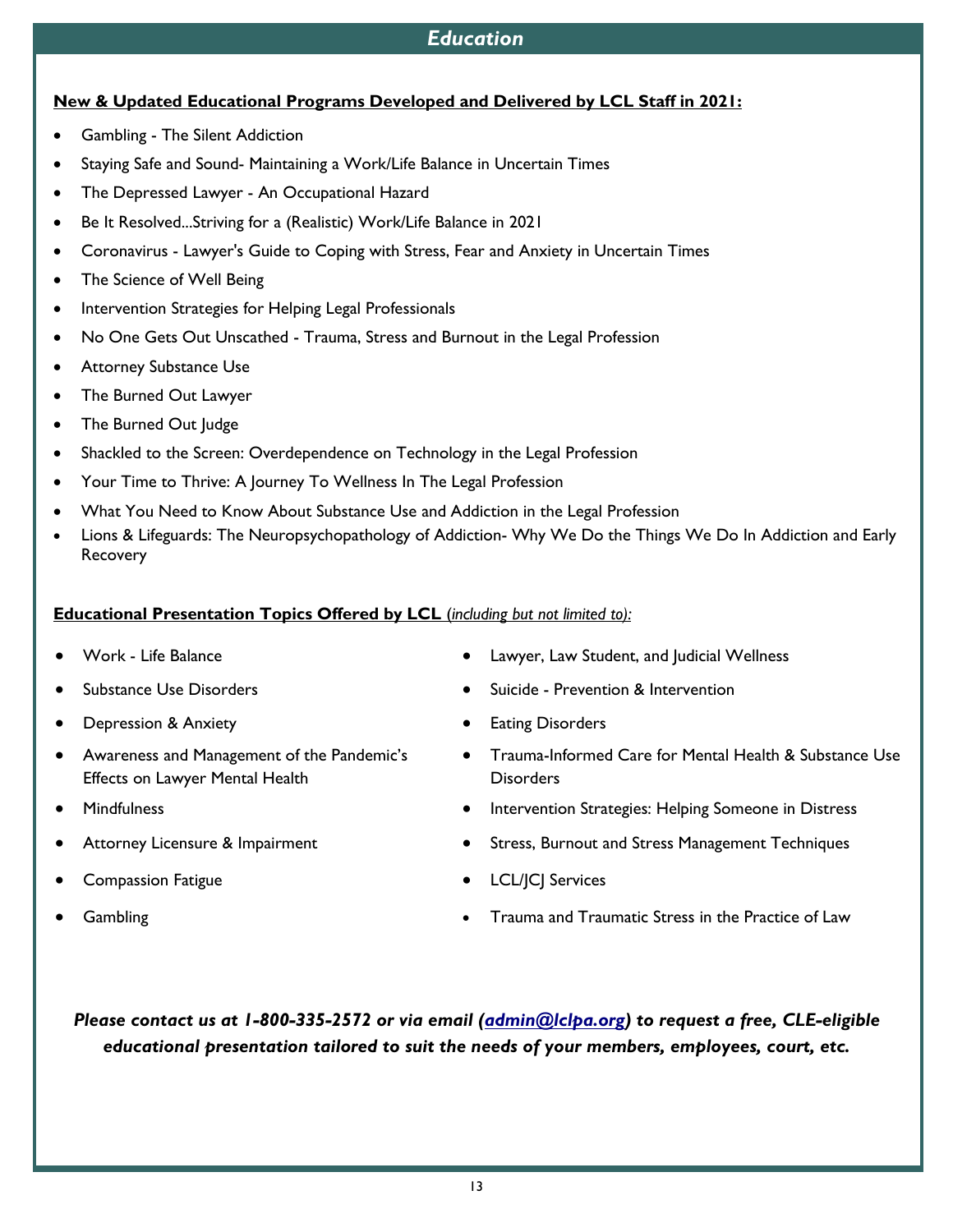# Education

**New & Updated Educational Programs Developed and Delivered by LCL Staff in 2021:**

- Gambling - The Silent Addiction
- Staying Safe and Sound- Maintaining a Work/Life Balance in Uncertain Times
- The Depressed Lawyer - An Occupational Hazard
- Be It Resolved...Striving for a (Realistic) Work/Life Balance in 2021
- Coronavirus - Lawyer's Guide to Coping with Stress, Fear and Anxiety in Uncertain Times
- The Science of Well Being
- Intervention Strategies for Helping Legal Professionals
- No One Gets Out Unscathed - Trauma, Stress and Burnout in the Legal Profession
- Attorney Substance Use
- The Burned Out Lawyer
- The Burned Out Judge
- Shackled to the Screen: Overdependence on Technology in the Legal Profession
- Your Time to Thrive: A Journey To Wellness In The Legal Profession
- What You Need to Know About Substance Use and Addiction in the Legal Profession
- Lions & Lifeguards: The Neuropsychopathology of Addiction- Why We Do the Things We Do In Addiction and Early Recovery

**Educational Presentation Topics Offered by LCL** *(including but not limited to):*

- Work - Life Balance
- Substance Use Disorders
- Depression & Anxiety
- Awareness and Management of the Pandemic's Effects on Lawyer Mental Health
- Mindfulness
- Attorney Licensure & Impairment
- Compassion Fatigue
- Gambling
- Lawyer, Law Student, and Judicial Wellness
- Suicide - Prevention & Intervention
- Eating Disorders
- Trauma-Informed Care for Mental Health & Substance Use Disorders
- Intervention Strategies: Helping Someone in Distress
- Stress, Burnout and Stress Management Techniques
- LCL/JCJ Services
- Trauma and Traumatic Stress in the Practice of Law

***Please contact us at 1-800-335-2572 or via email (admin@lclpa.org) to request a free, CLE-eligible educational presentation tailored to suit the needs of your members, employees, court, etc.***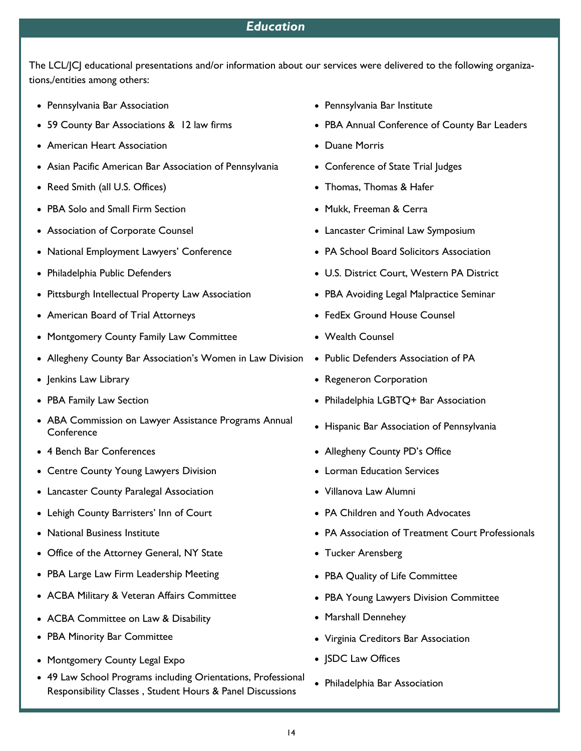## *Education*

The LCL/JCJ educational presentations and/or information about our services were delivered to the following organizations,/entities among others:

- Pennsylvania Bar Association
- 59 County Bar Associations & 12 law firms
- American Heart Association
- Asian Pacific American Bar Association of Pennsylvania
- Reed Smith (all U.S. Offices)
- PBA Solo and Small Firm Section
- Association of Corporate Counsel
- National Employment Lawyers' Conference
- Philadelphia Public Defenders
- Pittsburgh Intellectual Property Law Association
- American Board of Trial Attorneys
- Montgomery County Family Law Committee
- Allegheny County Bar Association's Women in Law Division
- Jenkins Law Library
- PBA Family Law Section
- ABA Commission on Lawyer Assistance Programs Annual Conference
- 4 Bench Bar Conferences
- Centre County Young Lawyers Division
- Lancaster County Paralegal Association
- Lehigh County Barristers' Inn of Court
- National Business Institute
- Office of the Attorney General, NY State
- PBA Large Law Firm Leadership Meeting
- ACBA Military & Veteran Affairs Committee
- ACBA Committee on Law & Disability
- PBA Minority Bar Committee
- Montgomery County Legal Expo
- 49 Law School Programs including Orientations, Professional Responsibility Classes , Student Hours & Panel Discussions
- Pennsylvania Bar Institute
- PBA Annual Conference of County Bar Leaders
- Duane Morris
- Conference of State Trial Judges
- Thomas, Thomas & Hafer
- Mukk, Freeman & Cerra
- Lancaster Criminal Law Symposium
- PA School Board Solicitors Association
- U.S. District Court, Western PA District
- PBA Avoiding Legal Malpractice Seminar
- FedEx Ground House Counsel
- Wealth Counsel
- Public Defenders Association of PA
- Regeneron Corporation
- Philadelphia LGBTQ+ Bar Association
- Hispanic Bar Association of Pennsylvania
- Allegheny County PD's Office
- Lorman Education Services
- Villanova Law Alumni
- PA Children and Youth Advocates
- PA Association of Treatment Court Professionals
- Tucker Arensberg
- PBA Quality of Life Committee
- PBA Young Lawyers Division Committee
- Marshall Dennehey
- Virginia Creditors Bar Association
- JSDC Law Offices
- Philadelphia Bar Association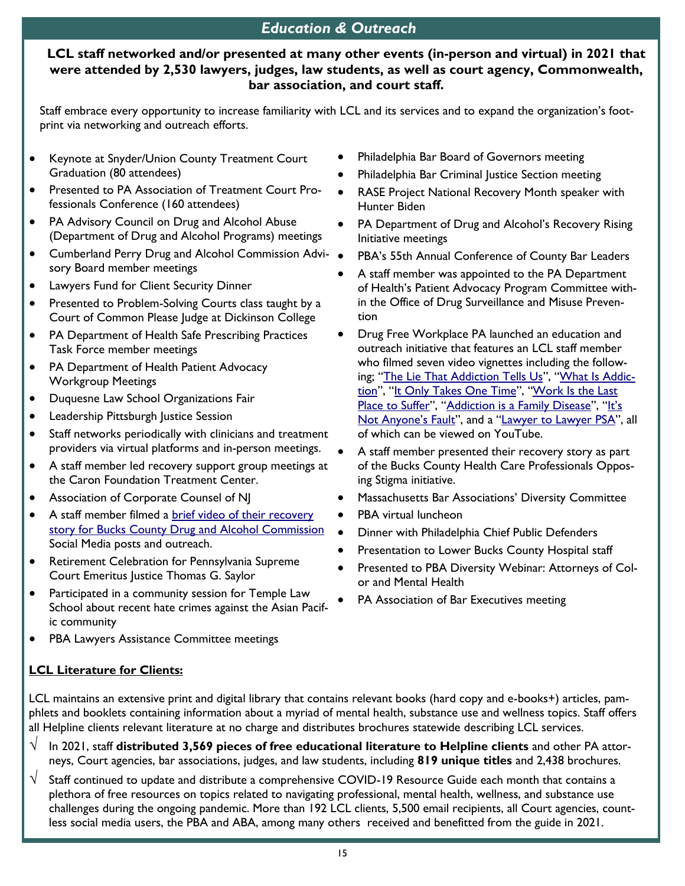## *Education & Outreach*

**LCL staff networked and/or presented at many other events (in-person and virtual) in 2021 that were attended by 2,530 lawyers, judges, law students, as well as court agency, Commonwealth, bar association, and court staff.**

Staff embrace every opportunity to increase familiarity with LCL and its services and to expand the organization's footprint via networking and outreach efforts.

- Keynote at Snyder/Union County Treatment Court Graduation (80 attendees)
- Presented to PA Association of Treatment Court Professionals Conference (160 attendees)
- PA Advisory Council on Drug and Alcohol Abuse (Department of Drug and Alcohol Programs) meetings
- Cumberland Perry Drug and Alcohol Commission Advisory Board member meetings
- Lawyers Fund for Client Security Dinner
- Presented to Problem-Solving Courts class taught by a Court of Common Please Judge at Dickinson College
- PA Department of Health Safe Prescribing Practices Task Force member meetings
- PA Department of Health Patient Advocacy Workgroup Meetings
- Duquesne Law School Organizations Fair
- Leadership Pittsburgh Justice Session
- Staff networks periodically with clinicians and treatment providers via virtual platforms and in-person meetings.
- A staff member led recovery support group meetings at the Caron Foundation Treatment Center.
- Association of Corporate Counsel of NJ
- A staff member filmed a brief video of their recovery story for Bucks County Drug and Alcohol Commission Social Media posts and outreach.
- Retirement Celebration for Pennsylvania Supreme Court Emeritus Justice Thomas G. Saylor
- Participated in a community session for Temple Law School about recent hate crimes against the Asian Pacific community
- PBA Lawyers Assistance Committee meetings
- Philadelphia Bar Board of Governors meeting
- Philadelphia Bar Criminal Justice Section meeting
- RASE Project National Recovery Month speaker with Hunter Biden
- PA Department of Drug and Alcohol's Recovery Rising Initiative meetings
- PBA's 55th Annual Conference of County Bar Leaders
- A staff member was appointed to the PA Department of Health's Patient Advocacy Program Committee within the Office of Drug Surveillance and Misuse Prevention
- Drug Free Workplace PA launched an education and outreach initiative that features an LCL staff member who filmed seven video vignettes including the following; "The Lie That Addiction Tells Us", "What Is Addiction", "It Only Takes One Time", "Work Is the Last Place to Suffer", "Addiction is a Family Disease", "It's Not Anyone's Fault", and a "Lawyer to Lawyer PSA", all of which can be viewed on YouTube.
- A staff member presented their recovery story as part of the Bucks County Health Care Professionals Opposing Stigma initiative.
- Massachusetts Bar Associations' Diversity Committee
- PBA virtual luncheon
- Dinner with Philadelphia Chief Public Defenders
- Presentation to Lower Bucks County Hospital staff
- Presented to PBA Diversity Webinar: Attorneys of Color and Mental Health
- PA Association of Bar Executives meeting

**LCL Literature for Clients:**

LCL maintains an extensive print and digital library that contains relevant books (hard copy and e-books+) articles, pamphlets and booklets containing information about a myriad of mental health, substance use and wellness topics. Staff offers all Helpline clients relevant literature at no charge and distributes brochures statewide describing LCL services.

√ In 2021, staff **distributed 3,569 pieces of free educational literature to Helpline clients** and other PA attorneys, Court agencies, bar associations, judges, and law students, including **819 unique titles** and 2,438 brochures.

√ Staff continued to update and distribute a comprehensive COVID-19 Resource Guide each month that contains a plethora of free resources on topics related to navigating professional, mental health, wellness, and substance use challenges during the ongoing pandemic. More than 192 LCL clients, 5,500 email recipients, all Court agencies, countless social media users, the PBA and ABA, among many others received and benefitted from the guide in 2021.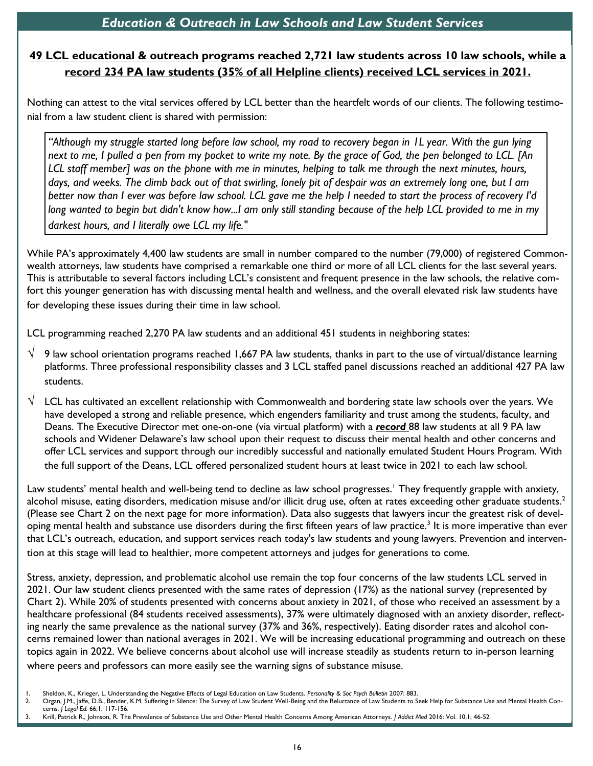## *Education & Outreach in Law Schools and Law Student Services*

**49 LCL educational & outreach programs reached 2,721 law students across 10 law schools, while a record 234 PA law students (35% of all Helpline clients) received LCL services in 2021.**

Nothing can attest to the vital services offered by LCL better than the heartfelt words of our clients. The following testimonial from a law student client is shared with permission:

> *"Although my struggle started long before law school, my road to recovery began in 1L year. With the gun lying next to me, I pulled a pen from my pocket to write my note. By the grace of God, the pen belonged to LCL. [An LCL staff member] was on the phone with me in minutes, helping to talk me through the next minutes, hours, days, and weeks. The climb back out of that swirling, lonely pit of despair was an extremely long one, but I am better now than I ever was before law school. LCL gave me the help I needed to start the process of recovery I'd long wanted to begin but didn't know how...I am only still standing because of the help LCL provided to me in my darkest hours, and I literally owe LCL my life."*

While PA's approximately 4,400 law students are small in number compared to the number (79,000) of registered Commonwealth attorneys, law students have comprised a remarkable one third or more of all LCL clients for the last several years. This is attributable to several factors including LCL's consistent and frequent presence in the law schools, the relative comfort this younger generation has with discussing mental health and wellness, and the overall elevated risk law students have for developing these issues during their time in law school.

LCL programming reached 2,270 PA law students and an additional 451 students in neighboring states:

- √ 9 law school orientation programs reached 1,667 PA law students, thanks in part to the use of virtual/distance learning platforms. Three professional responsibility classes and 3 LCL staffed panel discussions reached an additional 427 PA law students.
- √ LCL has cultivated an excellent relationship with Commonwealth and bordering state law schools over the years. We have developed a strong and reliable presence, which engenders familiarity and trust among the students, faculty, and Deans. The Executive Director met one-on-one (via virtual platform) with a ***record*** 88 law students at all 9 PA law schools and Widener Delaware's law school upon their request to discuss their mental health and other concerns and offer LCL services and support through our incredibly successful and nationally emulated Student Hours Program. With the full support of the Deans, LCL offered personalized student hours at least twice in 2021 to each law school.

Law students' mental health and well-being tend to decline as law school progresses.[1] They frequently grapple with anxiety, alcohol misuse, eating disorders, medication misuse and/or illicit drug use, often at rates exceeding other graduate students.[2] (Please see Chart 2 on the next page for more information). Data also suggests that lawyers incur the greatest risk of developing mental health and substance use disorders during the first fifteen years of law practice.[3] It is more imperative than ever that LCL's outreach, education, and support services reach today's law students and young lawyers. Prevention and intervention at this stage will lead to healthier, more competent attorneys and judges for generations to come.

Stress, anxiety, depression, and problematic alcohol use remain the top four concerns of the law students LCL served in 2021. Our law student clients presented with the same rates of depression (17%) as the national survey (represented by Chart 2). While 20% of students presented with concerns about anxiety in 2021, of those who received an assessment by a healthcare professional (84 students received assessments), 37% were ultimately diagnosed with an anxiety disorder, reflecting nearly the same prevalence as the national survey (37% and 36%, respectively). Eating disorder rates and alcohol concerns remained lower than national averages in 2021. We will be increasing educational programming and outreach on these topics again in 2022. We believe concerns about alcohol use will increase steadily as students return to in-person learning where peers and professors can more easily see the warning signs of substance misuse.

1. Sheldon, K., Krieger, L. Understanding the Negative Effects of Legal Education on Law Students. *Personality & Soc Psych Bulletin* 2007: 883.
2. Organ, J.M., Jaffe, D.B., Bender, K.M. Suffering in Silence: The Survey of Law Student Well-Being and the Reluctance of Law Students to Seek Help for Substance Use and Mental Health Concerns. *J Legal Ed.* 66;1; 117-156.
3. Krill, Patrick R., Johnson, R. The Prevalence of Substance Use and Other Mental Health Concerns Among American Attorneys. *J Addict Med* 2016: Vol. 10,1; 46-52.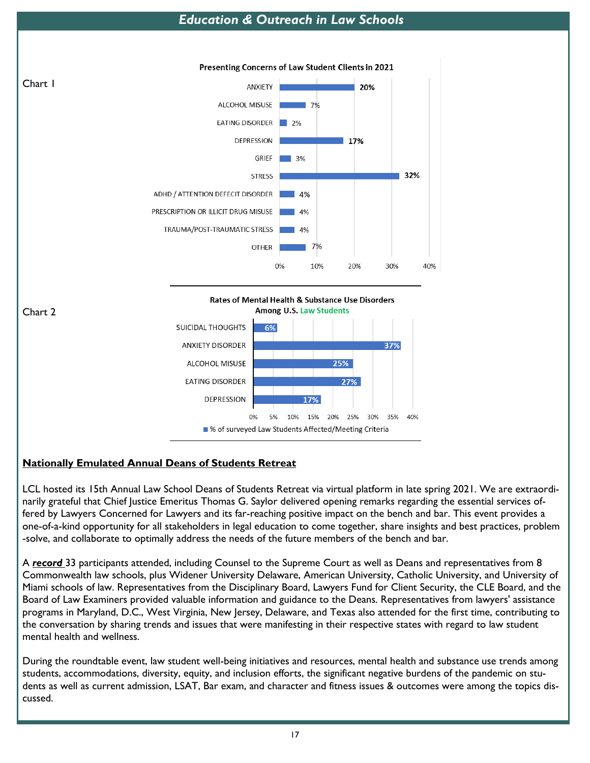## *Education & Outreach in Law Schools*

Chart 1

**Presenting Concerns of Law Student Clients in 2021**

| Concern | % |
|---|---|
| ANXIETY | 20% |
| ALCOHOL MISUSE | 7% |
| EATING DISORDER | 2% |
| DEPRESSION | 17% |
| GRIEF | 3% |
| STRESS | 32% |
| ADHD / ATTENTION DEFECIT DISORDER | 4% |
| PRESCRIPTION OR ILLICIT DRUG MISUSE | 4% |
| TRAUMA/POST-TRAUMATIC STRESS | 4% |
| OTHER | 7% |

Chart 2

**Rates of Mental Health & Substance Use Disorders Among U.S. Law Students**

| Disorder | % of surveyed Law Students Affected/Meeting Criteria |
|---|---|
| SUICIDAL THOUGHTS | 6% |
| ANXIETY DISORDER | 37% |
| ALCOHOL MISUSE | 25% |
| EATING DISORDER | 27% |
| DEPRESSION | 17% |

### **Nationally Emulated Annual Deans of Students Retreat**

LCL hosted its 15th Annual Law School Deans of Students Retreat via virtual platform in late spring 2021. We are extraordinarily grateful that Chief Justice Emeritus Thomas G. Saylor delivered opening remarks regarding the essential services offered by Lawyers Concerned for Lawyers and its far-reaching positive impact on the bench and bar. This event provides a one-of-a-kind opportunity for all stakeholders in legal education to come together, share insights and best practices, problem-solve, and collaborate to optimally address the needs of the future members of the bench and bar.

A ***record*** 33 participants attended, including Counsel to the Supreme Court as well as Deans and representatives from 8 Commonwealth law schools, plus Widener University Delaware, American University, Catholic University, and University of Miami schools of law. Representatives from the Disciplinary Board, Lawyers Fund for Client Security, the CLE Board, and the Board of Law Examiners provided valuable information and guidance to the Deans. Representatives from lawyers' assistance programs in Maryland, D.C., West Virginia, New Jersey, Delaware, and Texas also attended for the first time, contributing to the conversation by sharing trends and issues that were manifesting in their respective states with regard to law student mental health and wellness.

During the roundtable event, law student well-being initiatives and resources, mental health and substance use trends among students, accommodations, diversity, equity, and inclusion efforts, the significant negative burdens of the pandemic on students as well as current admission, LSAT, Bar exam, and character and fitness issues & outcomes were among the topics discussed.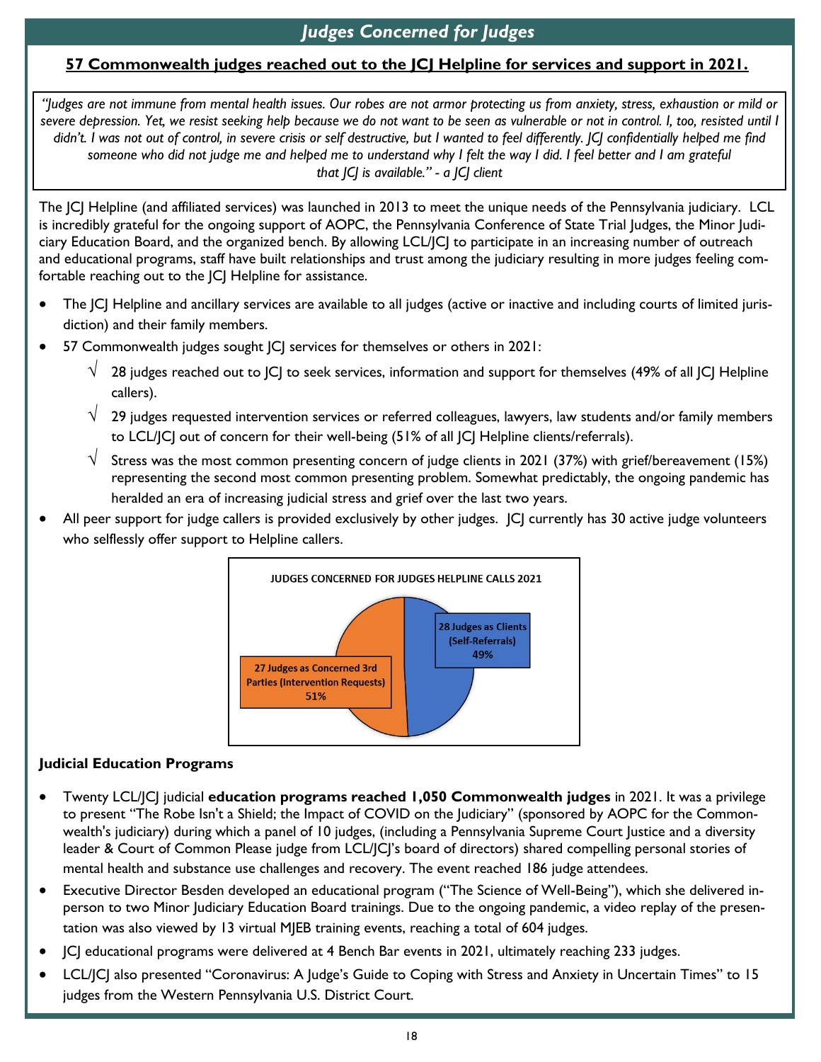# *Judges Concerned for Judges*

**57 Commonwealth judges reached out to the JCJ Helpline for services and support in 2021.**

> *"Judges are not immune from mental health issues. Our robes are not armor protecting us from anxiety, stress, exhaustion or mild or severe depression. Yet, we resist seeking help because we do not want to be seen as vulnerable or not in control. I, too, resisted until I didn't. I was not out of control, in severe crisis or self destructive, but I wanted to feel differently. JCJ confidentially helped me find someone who did not judge me and helped me to understand why I felt the way I did. I feel better and I am grateful that JCJ is available." - a JCJ client*

The JCJ Helpline (and affiliated services) was launched in 2013 to meet the unique needs of the Pennsylvania judiciary. LCL is incredibly grateful for the ongoing support of AOPC, the Pennsylvania Conference of State Trial Judges, the Minor Judiciary Education Board, and the organized bench. By allowing LCL/JCJ to participate in an increasing number of outreach and educational programs, staff have built relationships and trust among the judiciary resulting in more judges feeling comfortable reaching out to the JCJ Helpline for assistance.

- The JCJ Helpline and ancillary services are available to all judges (active or inactive and including courts of limited jurisdiction) and their family members.
- 57 Commonwealth judges sought JCJ services for themselves or others in 2021:
  - √ 28 judges reached out to JCJ to seek services, information and support for themselves (49% of all JCJ Helpline callers).
  - √ 29 judges requested intervention services or referred colleagues, lawyers, law students and/or family members to LCL/JCJ out of concern for their well-being (51% of all JCJ Helpline clients/referrals).
  - √ Stress was the most common presenting concern of judge clients in 2021 (37%) with grief/bereavement (15%) representing the second most common presenting problem. Somewhat predictably, the ongoing pandemic has heralded an era of increasing judicial stress and grief over the last two years.
- All peer support for judge callers is provided exclusively by other judges. JCJ currently has 30 active judge volunteers who selflessly offer support to Helpline callers.

**JUDGES CONCERNED FOR JUDGES HELPLINE CALLS 2021**

| Category | Share |
|---|---|
| 28 Judges as Clients (Self-Referrals) | 49% |
| 27 Judges as Concerned 3rd Parties (Intervention Requests) | 51% |

### Judicial Education Programs

- Twenty LCL/JCJ judicial **education programs reached 1,050 Commonwealth judges** in 2021. It was a privilege to present "The Robe Isn't a Shield; the Impact of COVID on the Judiciary" (sponsored by AOPC for the Commonwealth's judiciary) during which a panel of 10 judges, (including a Pennsylvania Supreme Court Justice and a diversity leader & Court of Common Please judge from LCL/JCJ's board of directors) shared compelling personal stories of mental health and substance use challenges and recovery. The event reached 186 judge attendees.
- Executive Director Besden developed an educational program ("The Science of Well-Being"), which she delivered in-person to two Minor Judiciary Education Board trainings. Due to the ongoing pandemic, a video replay of the presentation was also viewed by 13 virtual MJEB training events, reaching a total of 604 judges.
- JCJ educational programs were delivered at 4 Bench Bar events in 2021, ultimately reaching 233 judges.
- LCL/JCJ also presented "Coronavirus: A Judge's Guide to Coping with Stress and Anxiety in Uncertain Times" to 15 judges from the Western Pennsylvania U.S. District Court.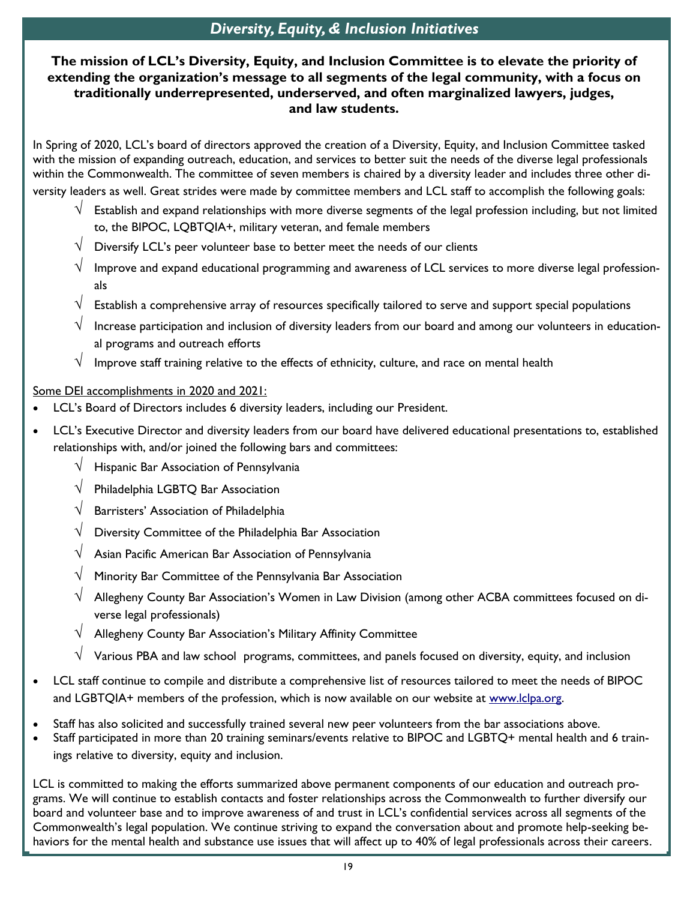## *Diversity, Equity, & Inclusion Initiatives*

**The mission of LCL's Diversity, Equity, and Inclusion Committee is to elevate the priority of extending the organization's message to all segments of the legal community, with a focus on traditionally underrepresented, underserved, and often marginalized lawyers, judges, and law students.**

In Spring of 2020, LCL's board of directors approved the creation of a Diversity, Equity, and Inclusion Committee tasked with the mission of expanding outreach, education, and services to better suit the needs of the diverse legal professionals within the Commonwealth. The committee of seven members is chaired by a diversity leader and includes three other diversity leaders as well. Great strides were made by committee members and LCL staff to accomplish the following goals:

- √ Establish and expand relationships with more diverse segments of the legal profession including, but not limited to, the BIPOC, LQBTQIA+, military veteran, and female members
- √ Diversify LCL's peer volunteer base to better meet the needs of our clients
- √ Improve and expand educational programming and awareness of LCL services to more diverse legal professionals
- √ Establish a comprehensive array of resources specifically tailored to serve and support special populations
- √ Increase participation and inclusion of diversity leaders from our board and among our volunteers in educational programs and outreach efforts
- √ Improve staff training relative to the effects of ethnicity, culture, and race on mental health

Some DEI accomplishments in 2020 and 2021:

- LCL's Board of Directors includes 6 diversity leaders, including our President.
- LCL's Executive Director and diversity leaders from our board have delivered educational presentations to, established relationships with, and/or joined the following bars and committees:
  - √ Hispanic Bar Association of Pennsylvania
  - √ Philadelphia LGBTQ Bar Association
  - √ Barristers' Association of Philadelphia
  - √ Diversity Committee of the Philadelphia Bar Association
  - √ Asian Pacific American Bar Association of Pennsylvania
  - √ Minority Bar Committee of the Pennsylvania Bar Association
  - √ Allegheny County Bar Association's Women in Law Division (among other ACBA committees focused on diverse legal professionals)
  - √ Allegheny County Bar Association's Military Affinity Committee
  - √ Various PBA and law school programs, committees, and panels focused on diversity, equity, and inclusion
- LCL staff continue to compile and distribute a comprehensive list of resources tailored to meet the needs of BIPOC and LGBTQIA+ members of the profession, which is now available on our website at [www.lclpa.org](http://www.lclpa.org).
- Staff has also solicited and successfully trained several new peer volunteers from the bar associations above.
- Staff participated in more than 20 training seminars/events relative to BIPOC and LGBTQ+ mental health and 6 trainings relative to diversity, equity and inclusion.

LCL is committed to making the efforts summarized above permanent components of our education and outreach programs. We will continue to establish contacts and foster relationships across the Commonwealth to further diversify our board and volunteer base and to improve awareness of and trust in LCL's confidential services across all segments of the Commonwealth's legal population. We continue striving to expand the conversation about and promote help-seeking behaviors for the mental health and substance use issues that will affect up to 40% of legal professionals across their careers.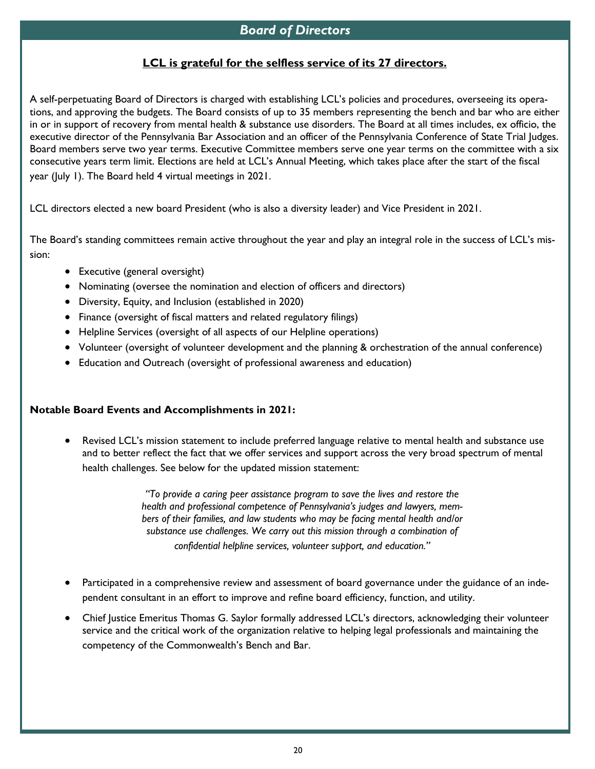## *Board of Directors*

**LCL is grateful for the selfless service of its 27 directors.**

A self-perpetuating Board of Directors is charged with establishing LCL's policies and procedures, overseeing its operations, and approving the budgets. The Board consists of up to 35 members representing the bench and bar who are either in or in support of recovery from mental health & substance use disorders. The Board at all times includes, ex officio, the executive director of the Pennsylvania Bar Association and an officer of the Pennsylvania Conference of State Trial Judges. Board members serve two year terms. Executive Committee members serve one year terms on the committee with a six consecutive years term limit. Elections are held at LCL's Annual Meeting, which takes place after the start of the fiscal year (July 1). The Board held 4 virtual meetings in 2021.

LCL directors elected a new board President (who is also a diversity leader) and Vice President in 2021.

The Board's standing committees remain active throughout the year and play an integral role in the success of LCL's mission:

- Executive (general oversight)
- Nominating (oversee the nomination and election of officers and directors)
- Diversity, Equity, and Inclusion (established in 2020)
- Finance (oversight of fiscal matters and related regulatory filings)
- Helpline Services (oversight of all aspects of our Helpline operations)
- Volunteer (oversight of volunteer development and the planning & orchestration of the annual conference)
- Education and Outreach (oversight of professional awareness and education)

**Notable Board Events and Accomplishments in 2021:**

- Revised LCL's mission statement to include preferred language relative to mental health and substance use and to better reflect the fact that we offer services and support across the very broad spectrum of mental health challenges. See below for the updated mission statement:

  > *"To provide a caring peer assistance program to save the lives and restore the health and professional competence of Pennsylvania's judges and lawyers, members of their families, and law students who may be facing mental health and/or substance use challenges. We carry out this mission through a combination of confidential helpline services, volunteer support, and education."*

- Participated in a comprehensive review and assessment of board governance under the guidance of an independent consultant in an effort to improve and refine board efficiency, function, and utility.
- Chief Justice Emeritus Thomas G. Saylor formally addressed LCL's directors, acknowledging their volunteer service and the critical work of the organization relative to helping legal professionals and maintaining the competency of the Commonwealth's Bench and Bar.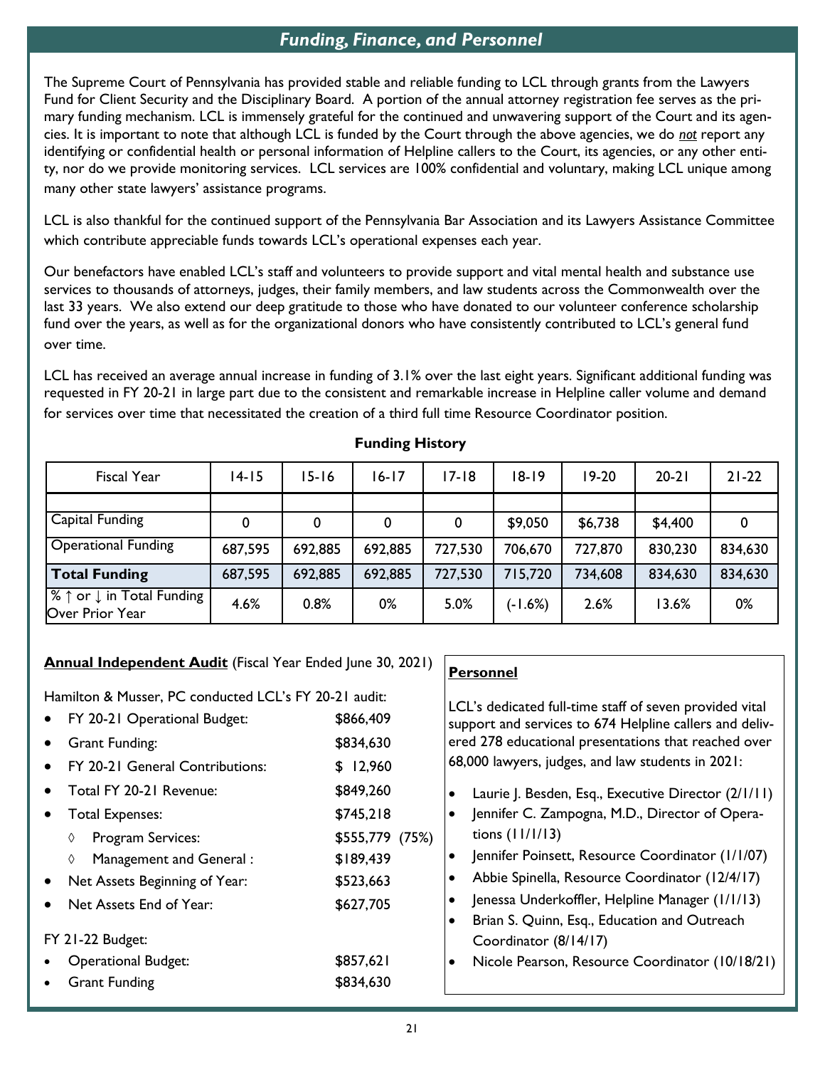## *Funding, Finance, and Personnel*

The Supreme Court of Pennsylvania has provided stable and reliable funding to LCL through grants from the Lawyers Fund for Client Security and the Disciplinary Board. A portion of the annual attorney registration fee serves as the primary funding mechanism. LCL is immensely grateful for the continued and unwavering support of the Court and its agencies. It is important to note that although LCL is funded by the Court through the above agencies, we do ***not*** report any identifying or confidential health or personal information of Helpline callers to the Court, its agencies, or any other entity, nor do we provide monitoring services. LCL services are 100% confidential and voluntary, making LCL unique among many other state lawyers' assistance programs.

LCL is also thankful for the continued support of the Pennsylvania Bar Association and its Lawyers Assistance Committee which contribute appreciable funds towards LCL's operational expenses each year.

Our benefactors have enabled LCL's staff and volunteers to provide support and vital mental health and substance use services to thousands of attorneys, judges, their family members, and law students across the Commonwealth over the last 33 years. We also extend our deep gratitude to those who have donated to our volunteer conference scholarship fund over the years, as well as for the organizational donors who have consistently contributed to LCL's general fund over time.

LCL has received an average annual increase in funding of 3.1% over the last eight years. Significant additional funding was requested in FY 20-21 in large part due to the consistent and remarkable increase in Helpline caller volume and demand for services over time that necessitated the creation of a third full time Resource Coordinator position.

**Funding History**

| Fiscal Year | 14-15 | 15-16 | 16-17 | 17-18 | 18-19 | 19-20 | 20-21 | 21-22 |
|---|---|---|---|---|---|---|---|---|
| | | | | | | | | |
| Capital Funding | 0 | 0 | 0 | 0 | $9,050 | $6,738 | $4,400 | 0 |
| Operational Funding | 687,595 | 692,885 | 692,885 | 727,530 | 706,670 | 727,870 | 830,230 | 834,630 |
| **Total Funding** | 687,595 | 692,885 | 692,885 | 727,530 | 715,720 | 734,608 | 834,630 | 834,630 |
| % ↑ or ↓ in Total Funding Over Prior Year | 4.6% | 0.8% | 0% | 5.0% | (-1.6%) | 2.6% | 13.6% | 0% |

**<u>Annual Independent Audit</u>** (Fiscal Year Ended June 30, 2021)

Hamilton & Musser, PC conducted LCL's FY 20-21 audit:

- FY 20-21 Operational Budget: $866,409
- Grant Funding: $834,630
- FY 20-21 General Contributions: $ 12,960
- Total FY 20-21 Revenue: $849,260
- Total Expenses: $745,218
  - ◊ Program Services: $555,779 (75%)
  - ◊ Management and General : $189,439
- Net Assets Beginning of Year: $523,663
- Net Assets End of Year: $627,705

FY 21-22 Budget:

- Operational Budget: $857,621
- Grant Funding $834,630

**<u>Personnel</u>**

LCL's dedicated full-time staff of seven provided vital support and services to 674 Helpline callers and delivered 278 educational presentations that reached over 68,000 lawyers, judges, and law students in 2021:

- Laurie J. Besden, Esq., Executive Director (2/1/11)
- Jennifer C. Zampogna, M.D., Director of Operations (11/1/13)
- Jennifer Poinsett, Resource Coordinator (1/1/07)
- Abbie Spinella, Resource Coordinator (12/4/17)
- Jenessa Underkoffler, Helpline Manager (1/1/13)
- Brian S. Quinn, Esq., Education and Outreach Coordinator (8/14/17)
- Nicole Pearson, Resource Coordinator (10/18/21)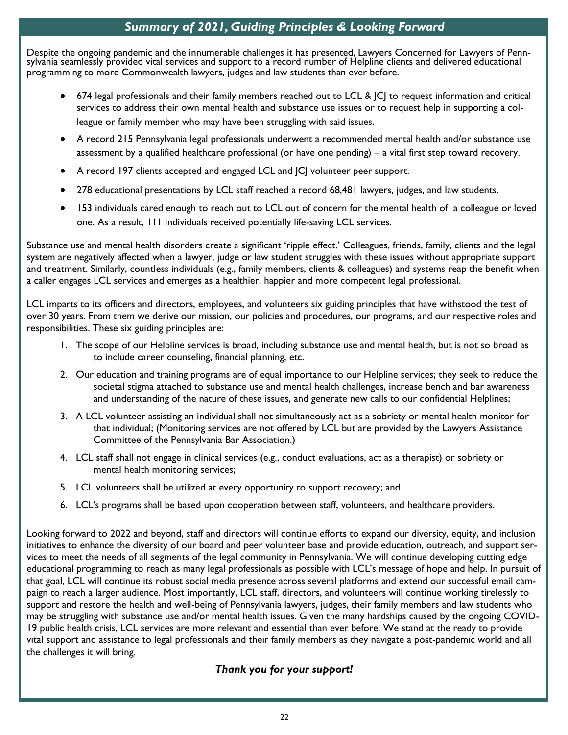## *Summary of 2021, Guiding Principles & Looking Forward*

Despite the ongoing pandemic and the innumerable challenges it has presented, Lawyers Concerned for Lawyers of Pennsylvania seamlessly provided vital services and support to a record number of Helpline clients and delivered educational programming to more Commonwealth lawyers, judges and law students than ever before.

- 674 legal professionals and their family members reached out to LCL & JCJ to request information and critical services to address their own mental health and substance use issues or to request help in supporting a colleague or family member who may have been struggling with said issues.
- A record 215 Pennsylvania legal professionals underwent a recommended mental health and/or substance use assessment by a qualified healthcare professional (or have one pending) – a vital first step toward recovery.
- A record 197 clients accepted and engaged LCL and JCJ volunteer peer support.
- 278 educational presentations by LCL staff reached a record 68,481 lawyers, judges, and law students.
- 153 individuals cared enough to reach out to LCL out of concern for the mental health of a colleague or loved one. As a result, 111 individuals received potentially life-saving LCL services.

Substance use and mental health disorders create a significant 'ripple effect.' Colleagues, friends, family, clients and the legal system are negatively affected when a lawyer, judge or law student struggles with these issues without appropriate support and treatment. Similarly, countless individuals (e.g., family members, clients & colleagues) and systems reap the benefit when a caller engages LCL services and emerges as a healthier, happier and more competent legal professional.

LCL imparts to its officers and directors, employees, and volunteers six guiding principles that have withstood the test of over 30 years. From them we derive our mission, our policies and procedures, our programs, and our respective roles and responsibilities. These six guiding principles are:

1. The scope of our Helpline services is broad, including substance use and mental health, but is not so broad as to include career counseling, financial planning, etc.
2. Our education and training programs are of equal importance to our Helpline services; they seek to reduce the societal stigma attached to substance use and mental health challenges, increase bench and bar awareness and understanding of the nature of these issues, and generate new calls to our confidential Helplines;
3. A LCL volunteer assisting an individual shall not simultaneously act as a sobriety or mental health monitor for that individual; (Monitoring services are not offered by LCL but are provided by the Lawyers Assistance Committee of the Pennsylvania Bar Association.)
4. LCL staff shall not engage in clinical services (e.g., conduct evaluations, act as a therapist) or sobriety or mental health monitoring services;
5. LCL volunteers shall be utilized at every opportunity to support recovery; and
6. LCL's programs shall be based upon cooperation between staff, volunteers, and healthcare providers.

Looking forward to 2022 and beyond, staff and directors will continue efforts to expand our diversity, equity, and inclusion initiatives to enhance the diversity of our board and peer volunteer base and provide education, outreach, and support services to meet the needs of all segments of the legal community in Pennsylvania. We will continue developing cutting edge educational programming to reach as many legal professionals as possible with LCL's message of hope and help. In pursuit of that goal, LCL will continue its robust social media presence across several platforms and extend our successful email campaign to reach a larger audience. Most importantly, LCL staff, directors, and volunteers will continue working tirelessly to support and restore the health and well-being of Pennsylvania lawyers, judges, their family members and law students who may be struggling with substance use and/or mental health issues. Given the many hardships caused by the ongoing COVID-19 public health crisis, LCL services are more relevant and essential than ever before. We stand at the ready to provide vital support and assistance to legal professionals and their family members as they navigate a post-pandemic world and all the challenges it will bring.

***Thank you for your support!***